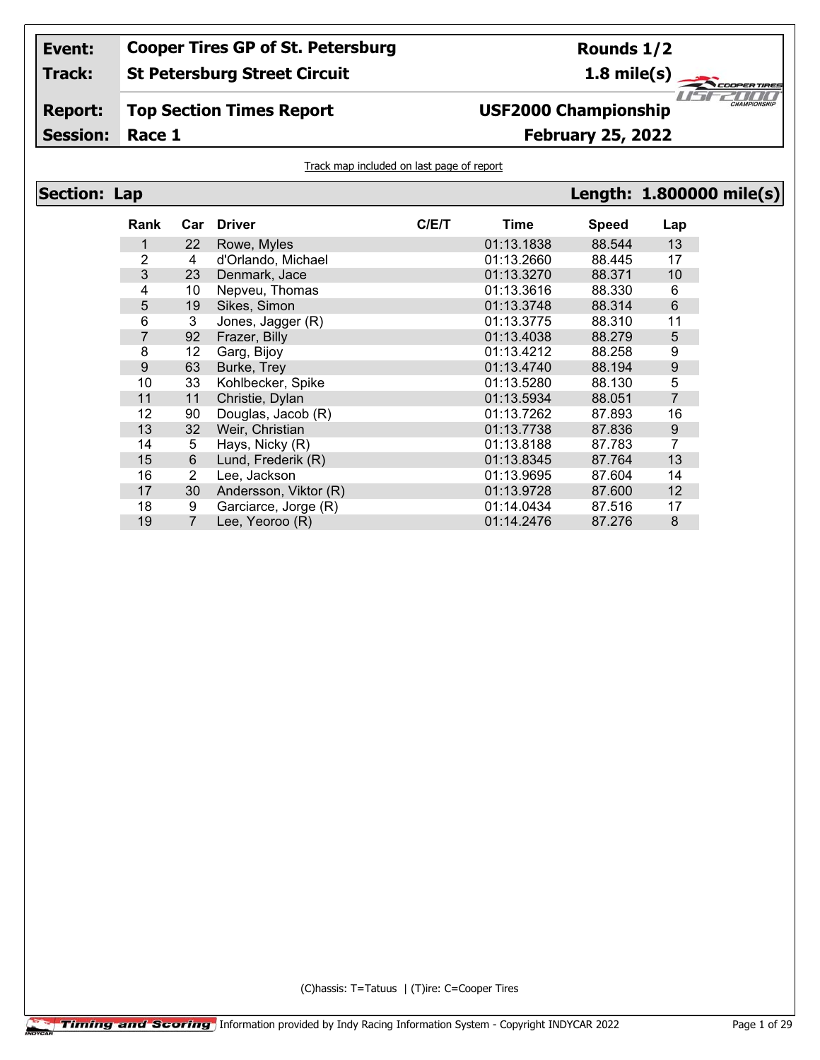| | | | |
|---|---|---|---|
| **Event:** | **Cooper Tires GP of St. Petersburg** | **Rounds 1/2** | |
| **Track:** | **St Petersburg Street Circuit** | **1.8 mile(s)** | |
| **Report:** | **Top Section Times Report** | **USF2000 Championship** | |
| **Session:** | **Race 1** | **February 25, 2022** | |

Track map included on last page of report

## Section: Lap — Length: 1.800000 mile(s)

| Rank | Car | Driver | C/E/T | Time | Speed | Lap |
|---|---|---|---|---|---|---|
| 1 | 22 | Rowe, Myles | | 01:13.1838 | 88.544 | 13 |
| 2 | 4 | d'Orlando, Michael | | 01:13.2660 | 88.445 | 17 |
| 3 | 23 | Denmark, Jace | | 01:13.3270 | 88.371 | 10 |
| 4 | 10 | Nepveu, Thomas | | 01:13.3616 | 88.330 | 6 |
| 5 | 19 | Sikes, Simon | | 01:13.3748 | 88.314 | 6 |
| 6 | 3 | Jones, Jagger (R) | | 01:13.3775 | 88.310 | 11 |
| 7 | 92 | Frazer, Billy | | 01:13.4038 | 88.279 | 5 |
| 8 | 12 | Garg, Bijoy | | 01:13.4212 | 88.258 | 9 |
| 9 | 63 | Burke, Trey | | 01:13.4740 | 88.194 | 9 |
| 10 | 33 | Kohlbecker, Spike | | 01:13.5280 | 88.130 | 5 |
| 11 | 11 | Christie, Dylan | | 01:13.5934 | 88.051 | 7 |
| 12 | 90 | Douglas, Jacob (R) | | 01:13.7262 | 87.893 | 16 |
| 13 | 32 | Weir, Christian | | 01:13.7738 | 87.836 | 9 |
| 14 | 5 | Hays, Nicky (R) | | 01:13.8188 | 87.783 | 7 |
| 15 | 6 | Lund, Frederik (R) | | 01:13.8345 | 87.764 | 13 |
| 16 | 2 | Lee, Jackson | | 01:13.9695 | 87.604 | 14 |
| 17 | 30 | Andersson, Viktor (R) | | 01:13.9728 | 87.600 | 12 |
| 18 | 9 | Garciarce, Jorge (R) | | 01:14.0434 | 87.516 | 17 |
| 19 | 7 | Lee, Yeoroo (R) | | 01:14.2476 | 87.276 | 8 |

(C)hassis: T=Tatuus | (T)ire: C=Cooper Tires

Information provided by Indy Racing Information System - Copyright INDYCAR 2022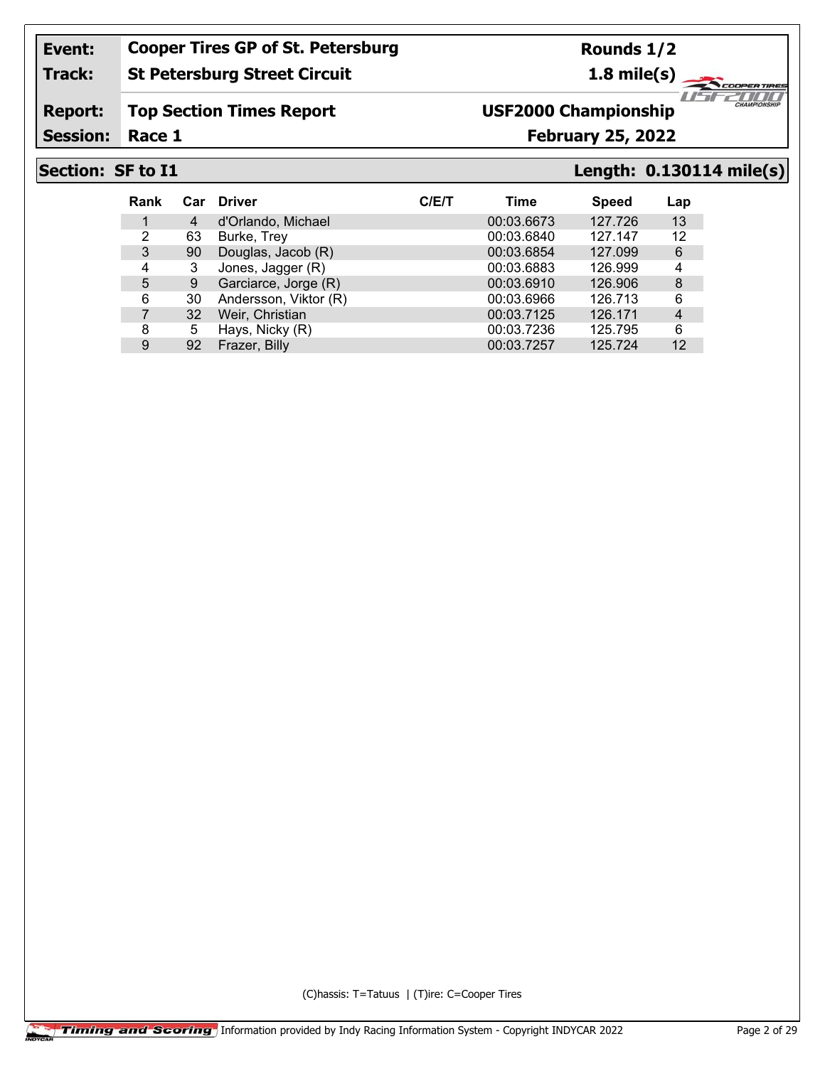| | | | |
|---|---|---|---|
| **Event:** | **Cooper Tires GP of St. Petersburg** | **Rounds 1/2** | |
| **Track:** | **St Petersburg Street Circuit** | **1.8 mile(s)** | |
| **Report:** | **Top Section Times Report** | **USF2000 Championship** | |
| **Session:** | **Race 1** | **February 25, 2022** | |

## Section: SF to I1 — Length: 0.130114 mile(s)

| Rank | Car | Driver | C/E/T | Time | Speed | Lap |
|---|---|---|---|---|---|---|
| 1 | 4 | d'Orlando, Michael | | 00:03.6673 | 127.726 | 13 |
| 2 | 63 | Burke, Trey | | 00:03.6840 | 127.147 | 12 |
| 3 | 90 | Douglas, Jacob (R) | | 00:03.6854 | 127.099 | 6 |
| 4 | 3 | Jones, Jagger (R) | | 00:03.6883 | 126.999 | 4 |
| 5 | 9 | Garciarce, Jorge (R) | | 00:03.6910 | 126.906 | 8 |
| 6 | 30 | Andersson, Viktor (R) | | 00:03.6966 | 126.713 | 6 |
| 7 | 32 | Weir, Christian | | 00:03.7125 | 126.171 | 4 |
| 8 | 5 | Hays, Nicky (R) | | 00:03.7236 | 125.795 | 6 |
| 9 | 92 | Frazer, Billy | | 00:03.7257 | 125.724 | 12 |

(C)hassis: T=Tatuus | (T)ire: C=Cooper Tires

Timing and Scoring Information provided by Indy Racing Information System - Copyright INDYCAR 2022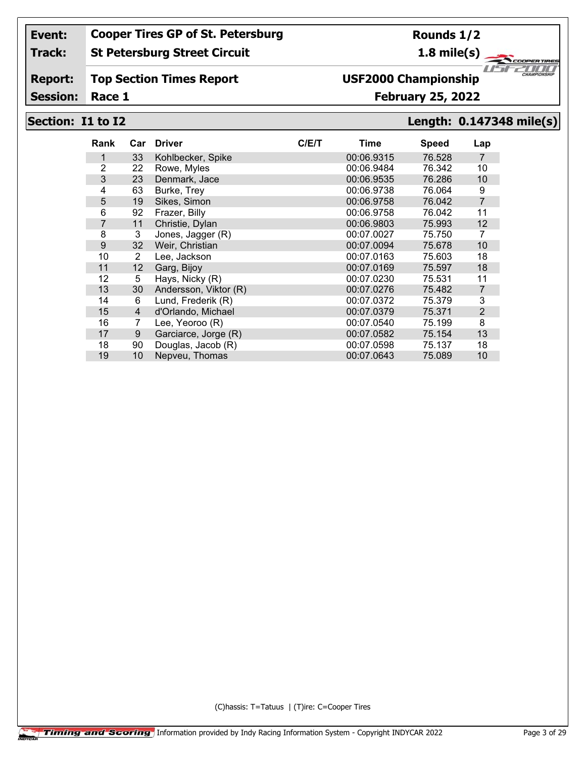| Event: | Cooper Tires GP of St. Petersburg | Rounds 1/2 |
|---|---|---|
| Track: | St Petersburg Street Circuit | 1.8 mile(s) |
| Report: | Top Section Times Report | USF2000 Championship |
| Session: | Race 1 | February 25, 2022 |

## Section: I1 to I2 — Length: 0.147348 mile(s)

| Rank | Car | Driver | C/E/T | Time | Speed | Lap |
|---|---|---|---|---|---|---|
| 1 | 33 | Kohlbecker, Spike | | 00:06.9315 | 76.528 | 7 |
| 2 | 22 | Rowe, Myles | | 00:06.9484 | 76.342 | 10 |
| 3 | 23 | Denmark, Jace | | 00:06.9535 | 76.286 | 10 |
| 4 | 63 | Burke, Trey | | 00:06.9738 | 76.064 | 9 |
| 5 | 19 | Sikes, Simon | | 00:06.9758 | 76.042 | 7 |
| 6 | 92 | Frazer, Billy | | 00:06.9758 | 76.042 | 11 |
| 7 | 11 | Christie, Dylan | | 00:06.9803 | 75.993 | 12 |
| 8 | 3 | Jones, Jagger (R) | | 00:07.0027 | 75.750 | 7 |
| 9 | 32 | Weir, Christian | | 00:07.0094 | 75.678 | 10 |
| 10 | 2 | Lee, Jackson | | 00:07.0163 | 75.603 | 18 |
| 11 | 12 | Garg, Bijoy | | 00:07.0169 | 75.597 | 18 |
| 12 | 5 | Hays, Nicky (R) | | 00:07.0230 | 75.531 | 11 |
| 13 | 30 | Andersson, Viktor (R) | | 00:07.0276 | 75.482 | 7 |
| 14 | 6 | Lund, Frederik (R) | | 00:07.0372 | 75.379 | 3 |
| 15 | 4 | d'Orlando, Michael | | 00:07.0379 | 75.371 | 2 |
| 16 | 7 | Lee, Yeoroo (R) | | 00:07.0540 | 75.199 | 8 |
| 17 | 9 | Garciarce, Jorge (R) | | 00:07.0582 | 75.154 | 13 |
| 18 | 90 | Douglas, Jacob (R) | | 00:07.0598 | 75.137 | 18 |
| 19 | 10 | Nepveu, Thomas | | 00:07.0643 | 75.089 | 10 |

(C)hassis: T=Tatuus | (T)ire: C=Cooper Tires

Timing and Scoring — Information provided by Indy Racing Information System - Copyright INDYCAR 2022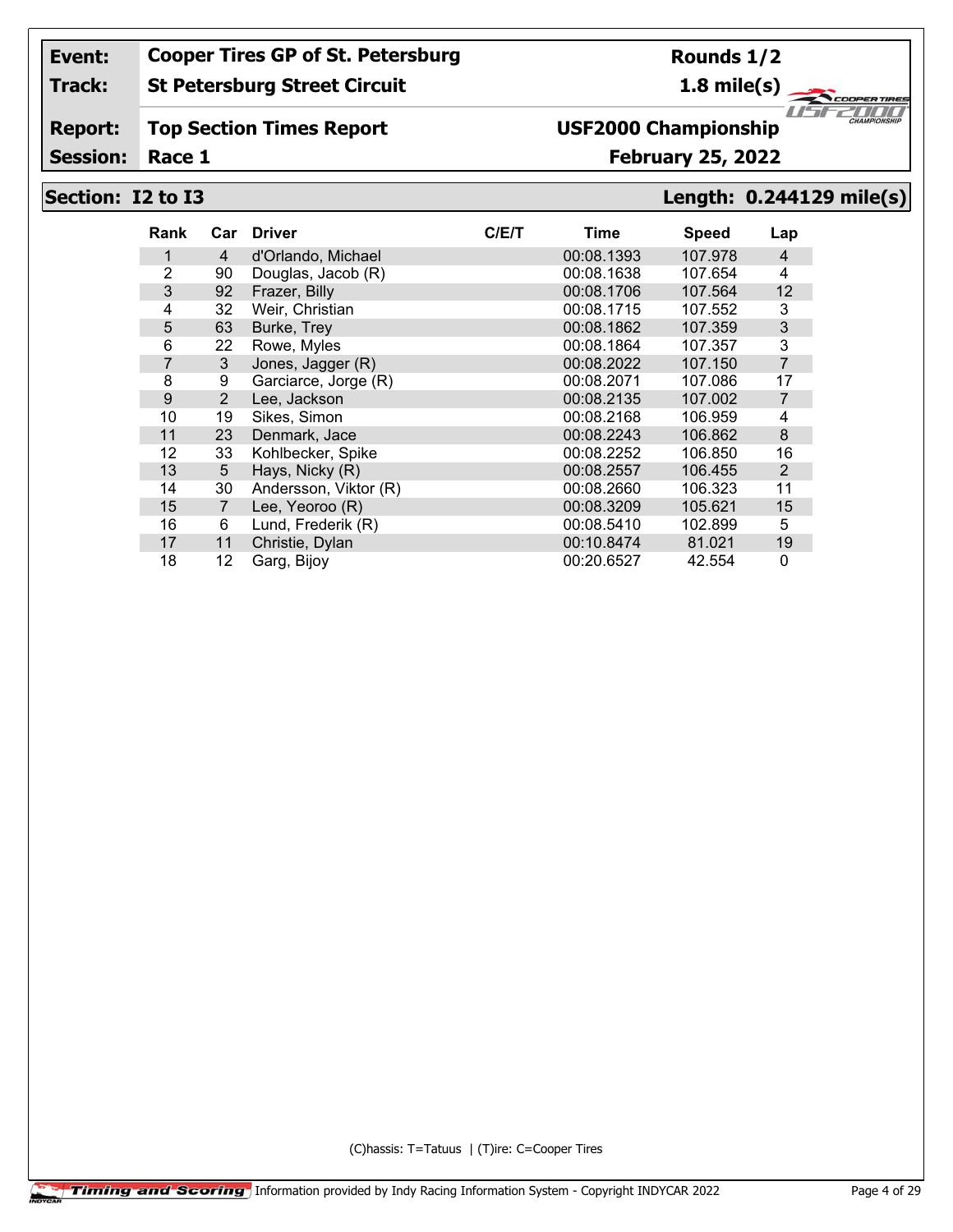| Event: | Cooper Tires GP of St. Petersburg | Rounds 1/2 |
|---|---|---|
| Track: | St Petersburg Street Circuit | 1.8 mile(s) |
| Report: | Top Section Times Report | USF2000 Championship |
| Session: | Race 1 | February 25, 2022 |

## Section: I2 to I3 — Length: 0.244129 mile(s)

| Rank | Car | Driver | C/E/T | Time | Speed | Lap |
|---|---|---|---|---|---|---|
| 1 | 4 | d'Orlando, Michael | | 00:08.1393 | 107.978 | 4 |
| 2 | 90 | Douglas, Jacob (R) | | 00:08.1638 | 107.654 | 4 |
| 3 | 92 | Frazer, Billy | | 00:08.1706 | 107.564 | 12 |
| 4 | 32 | Weir, Christian | | 00:08.1715 | 107.552 | 3 |
| 5 | 63 | Burke, Trey | | 00:08.1862 | 107.359 | 3 |
| 6 | 22 | Rowe, Myles | | 00:08.1864 | 107.357 | 3 |
| 7 | 3 | Jones, Jagger (R) | | 00:08.2022 | 107.150 | 7 |
| 8 | 9 | Garciarce, Jorge (R) | | 00:08.2071 | 107.086 | 17 |
| 9 | 2 | Lee, Jackson | | 00:08.2135 | 107.002 | 7 |
| 10 | 19 | Sikes, Simon | | 00:08.2168 | 106.959 | 4 |
| 11 | 23 | Denmark, Jace | | 00:08.2243 | 106.862 | 8 |
| 12 | 33 | Kohlbecker, Spike | | 00:08.2252 | 106.850 | 16 |
| 13 | 5 | Hays, Nicky (R) | | 00:08.2557 | 106.455 | 2 |
| 14 | 30 | Andersson, Viktor (R) | | 00:08.2660 | 106.323 | 11 |
| 15 | 7 | Lee, Yeoroo (R) | | 00:08.3209 | 105.621 | 15 |
| 16 | 6 | Lund, Frederik (R) | | 00:08.5410 | 102.899 | 5 |
| 17 | 11 | Christie, Dylan | | 00:10.8474 | 81.021 | 19 |
| 18 | 12 | Garg, Bijoy | | 00:20.6527 | 42.554 | 0 |

(C)hassis: T=Tatuus | (T)ire: C=Cooper Tires

Information provided by Indy Racing Information System - Copyright INDYCAR 2022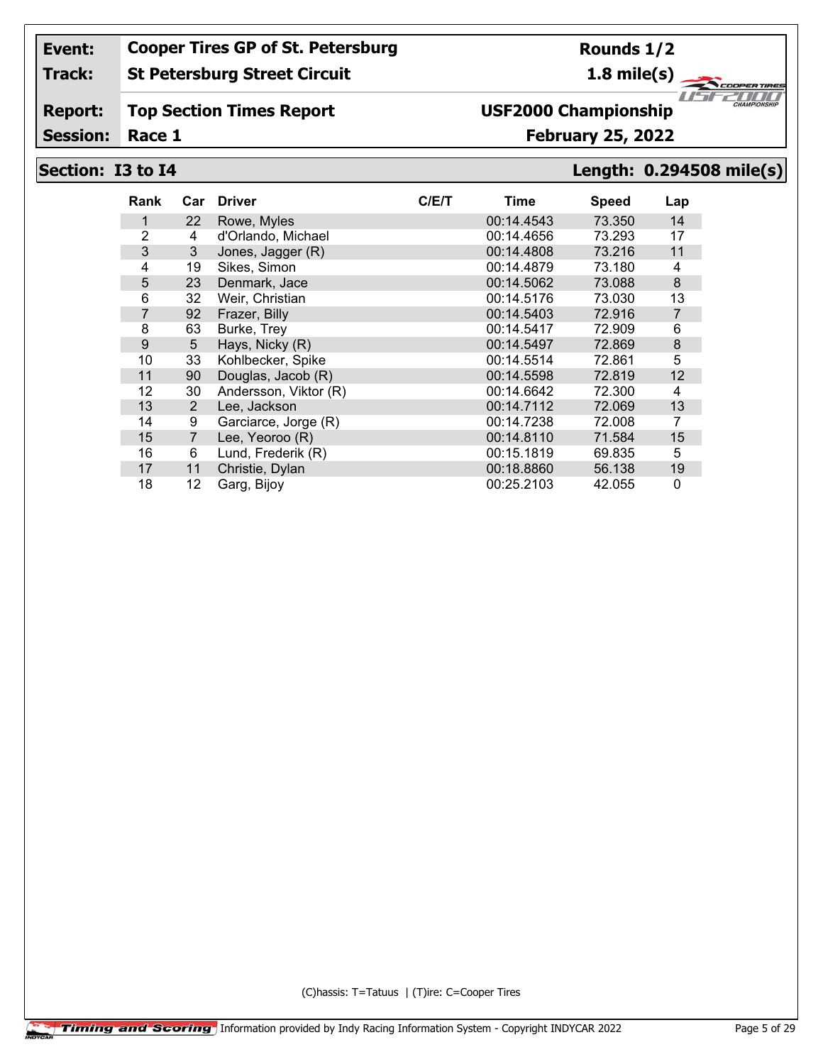| Event: | Cooper Tires GP of St. Petersburg | Rounds 1/2 |
|---|---|---|
| Track: | St Petersburg Street Circuit | 1.8 mile(s) |
| Report: | Top Section Times Report | USF2000 Championship |
| Session: | Race 1 | February 25, 2022 |

## Section: I3 to I4 — Length: 0.294508 mile(s)

| Rank | Car | Driver | C/E/T | Time | Speed | Lap |
|---|---|---|---|---|---|---|
| 1 | 22 | Rowe, Myles | | 00:14.4543 | 73.350 | 14 |
| 2 | 4 | d'Orlando, Michael | | 00:14.4656 | 73.293 | 17 |
| 3 | 3 | Jones, Jagger (R) | | 00:14.4808 | 73.216 | 11 |
| 4 | 19 | Sikes, Simon | | 00:14.4879 | 73.180 | 4 |
| 5 | 23 | Denmark, Jace | | 00:14.5062 | 73.088 | 8 |
| 6 | 32 | Weir, Christian | | 00:14.5176 | 73.030 | 13 |
| 7 | 92 | Frazer, Billy | | 00:14.5403 | 72.916 | 7 |
| 8 | 63 | Burke, Trey | | 00:14.5417 | 72.909 | 6 |
| 9 | 5 | Hays, Nicky (R) | | 00:14.5497 | 72.869 | 8 |
| 10 | 33 | Kohlbecker, Spike | | 00:14.5514 | 72.861 | 5 |
| 11 | 90 | Douglas, Jacob (R) | | 00:14.5598 | 72.819 | 12 |
| 12 | 30 | Andersson, Viktor (R) | | 00:14.6642 | 72.300 | 4 |
| 13 | 2 | Lee, Jackson | | 00:14.7112 | 72.069 | 13 |
| 14 | 9 | Garciarce, Jorge (R) | | 00:14.7238 | 72.008 | 7 |
| 15 | 7 | Lee, Yeoroo (R) | | 00:14.8110 | 71.584 | 15 |
| 16 | 6 | Lund, Frederik (R) | | 00:15.1819 | 69.835 | 5 |
| 17 | 11 | Christie, Dylan | | 00:18.8860 | 56.138 | 19 |
| 18 | 12 | Garg, Bijoy | | 00:25.2103 | 42.055 | 0 |

(C)hassis: T=Tatuus | (T)ire: C=Cooper Tires

Timing and Scoring Information provided by Indy Racing Information System - Copyright INDYCAR 2022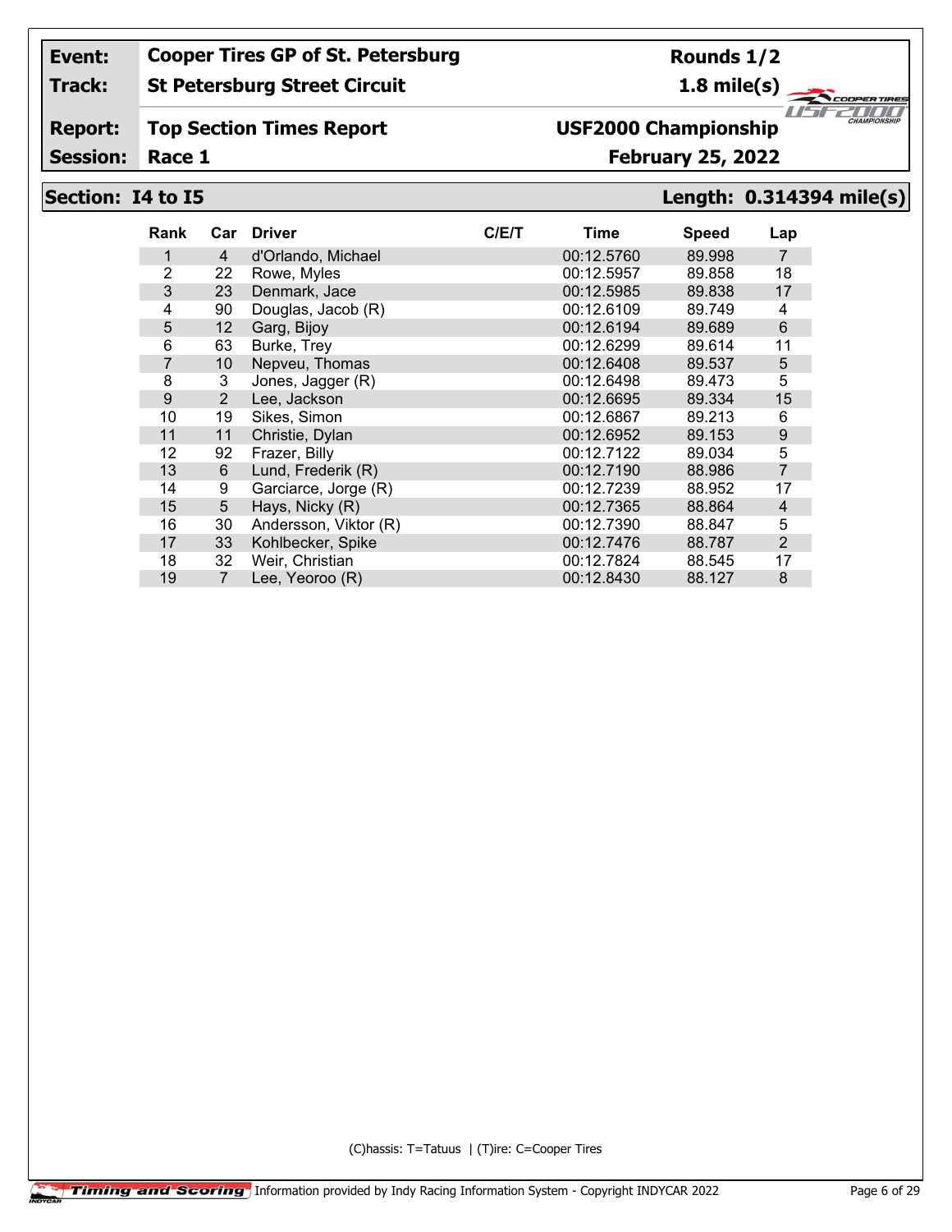**Event:** Cooper Tires GP of St. Petersburg
**Track:** St Petersburg Street Circuit
**Report:** Top Section Times Report
**Session:** Race 1

**Rounds 1/2**
**1.8 mile(s)**
**USF2000 Championship**
**February 25, 2022**

## Section: I4 to I5

**Length: 0.314394 mile(s)**

| Rank | Car | Driver | C/E/T | Time | Speed | Lap |
|---|---|---|---|---|---|---|
| 1 | 4 | d'Orlando, Michael | | 00:12.5760 | 89.998 | 7 |
| 2 | 22 | Rowe, Myles | | 00:12.5957 | 89.858 | 18 |
| 3 | 23 | Denmark, Jace | | 00:12.5985 | 89.838 | 17 |
| 4 | 90 | Douglas, Jacob (R) | | 00:12.6109 | 89.749 | 4 |
| 5 | 12 | Garg, Bijoy | | 00:12.6194 | 89.689 | 6 |
| 6 | 63 | Burke, Trey | | 00:12.6299 | 89.614 | 11 |
| 7 | 10 | Nepveu, Thomas | | 00:12.6408 | 89.537 | 5 |
| 8 | 3 | Jones, Jagger (R) | | 00:12.6498 | 89.473 | 5 |
| 9 | 2 | Lee, Jackson | | 00:12.6695 | 89.334 | 15 |
| 10 | 19 | Sikes, Simon | | 00:12.6867 | 89.213 | 6 |
| 11 | 11 | Christie, Dylan | | 00:12.6952 | 89.153 | 9 |
| 12 | 92 | Frazer, Billy | | 00:12.7122 | 89.034 | 5 |
| 13 | 6 | Lund, Frederik (R) | | 00:12.7190 | 88.986 | 7 |
| 14 | 9 | Garciarce, Jorge (R) | | 00:12.7239 | 88.952 | 17 |
| 15 | 5 | Hays, Nicky (R) | | 00:12.7365 | 88.864 | 4 |
| 16 | 30 | Andersson, Viktor (R) | | 00:12.7390 | 88.847 | 5 |
| 17 | 33 | Kohlbecker, Spike | | 00:12.7476 | 88.787 | 2 |
| 18 | 32 | Weir, Christian | | 00:12.7824 | 88.545 | 17 |
| 19 | 7 | Lee, Yeoroo (R) | | 00:12.8430 | 88.127 | 8 |

(C)hassis: T=Tatuus | (T)ire: C=Cooper Tires

Timing and Scoring Information provided by Indy Racing Information System - Copyright INDYCAR 2022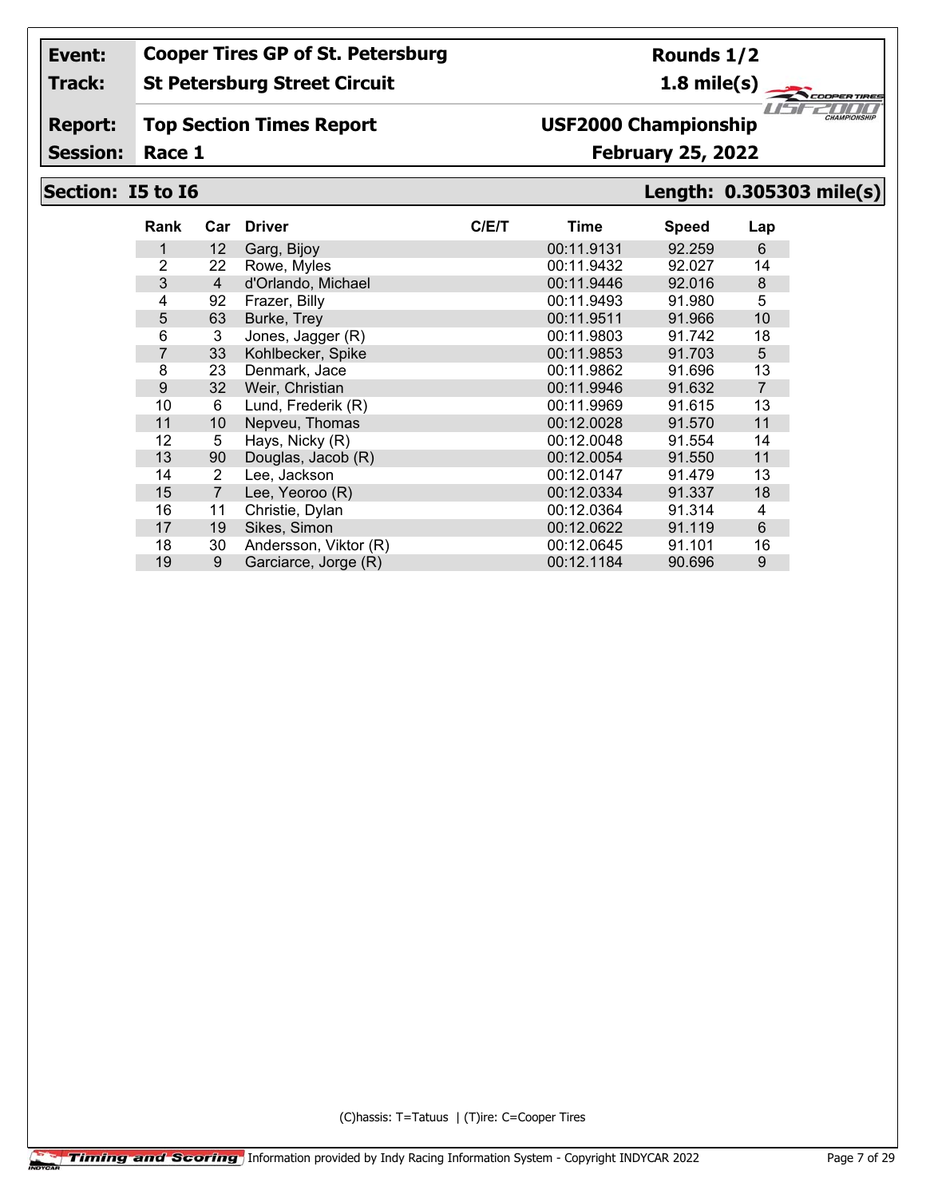| Event: | Cooper Tires GP of St. Petersburg | Rounds 1/2 |
|---|---|---|
| Track: | St Petersburg Street Circuit | 1.8 mile(s) |
| Report: | Top Section Times Report | USF2000 Championship |
| Session: | Race 1 | February 25, 2022 |

## Section: I5 to I6 — Length: 0.305303 mile(s)

| Rank | Car | Driver | C/E/T | Time | Speed | Lap |
|---|---|---|---|---|---|---|
| 1 | 12 | Garg, Bijoy | | 00:11.9131 | 92.259 | 6 |
| 2 | 22 | Rowe, Myles | | 00:11.9432 | 92.027 | 14 |
| 3 | 4 | d'Orlando, Michael | | 00:11.9446 | 92.016 | 8 |
| 4 | 92 | Frazer, Billy | | 00:11.9493 | 91.980 | 5 |
| 5 | 63 | Burke, Trey | | 00:11.9511 | 91.966 | 10 |
| 6 | 3 | Jones, Jagger (R) | | 00:11.9803 | 91.742 | 18 |
| 7 | 33 | Kohlbecker, Spike | | 00:11.9853 | 91.703 | 5 |
| 8 | 23 | Denmark, Jace | | 00:11.9862 | 91.696 | 13 |
| 9 | 32 | Weir, Christian | | 00:11.9946 | 91.632 | 7 |
| 10 | 6 | Lund, Frederik (R) | | 00:11.9969 | 91.615 | 13 |
| 11 | 10 | Nepveu, Thomas | | 00:12.0028 | 91.570 | 11 |
| 12 | 5 | Hays, Nicky (R) | | 00:12.0048 | 91.554 | 14 |
| 13 | 90 | Douglas, Jacob (R) | | 00:12.0054 | 91.550 | 11 |
| 14 | 2 | Lee, Jackson | | 00:12.0147 | 91.479 | 13 |
| 15 | 7 | Lee, Yeoroo (R) | | 00:12.0334 | 91.337 | 18 |
| 16 | 11 | Christie, Dylan | | 00:12.0364 | 91.314 | 4 |
| 17 | 19 | Sikes, Simon | | 00:12.0622 | 91.119 | 6 |
| 18 | 30 | Andersson, Viktor (R) | | 00:12.0645 | 91.101 | 16 |
| 19 | 9 | Garciarce, Jorge (R) | | 00:12.1184 | 90.696 | 9 |

(C)hassis: T=Tatuus | (T)ire: C=Cooper Tires

Timing and Scoring Information provided by Indy Racing Information System - Copyright INDYCAR 2022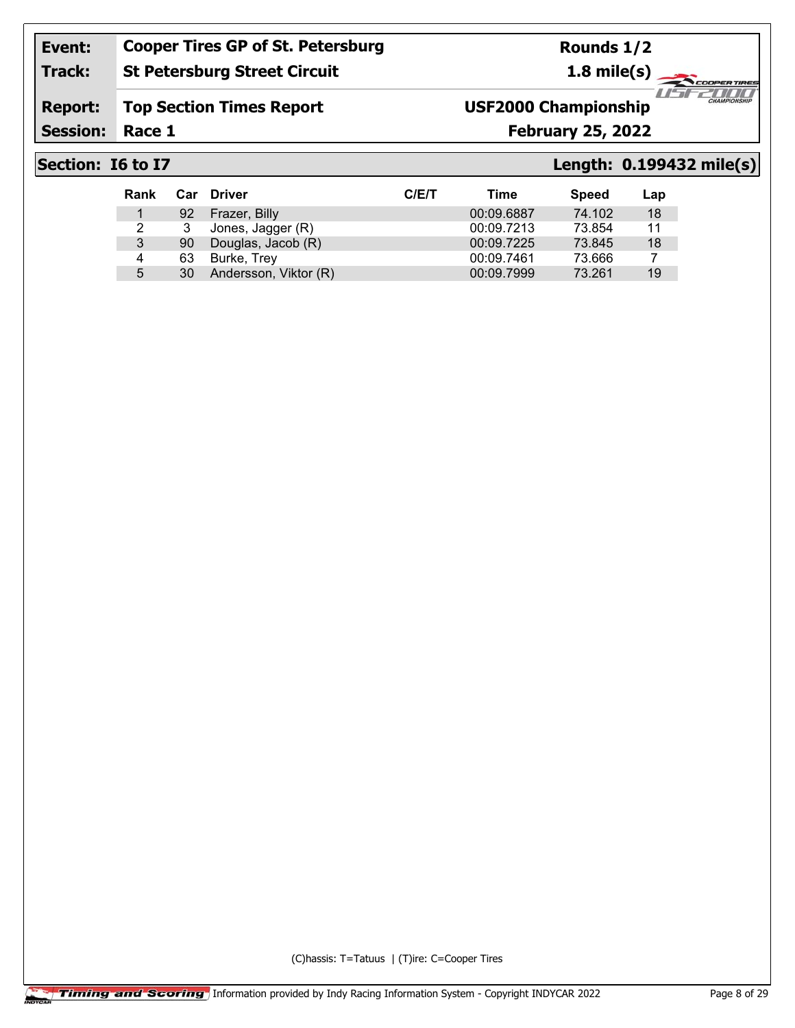| Event: | Cooper Tires GP of St. Petersburg | Rounds 1/2 |
| --- | --- | --- |
| Track: | St Petersburg Street Circuit | 1.8 mile(s) |
| Report: | Top Section Times Report | USF2000 Championship |
| Session: | Race 1 | February 25, 2022 |

## Section: I6 to I7

**Length: 0.199432 mile(s)**

| Rank | Car | Driver | C/E/T | Time | Speed | Lap |
| --- | --- | --- | --- | --- | --- | --- |
| 1 | 92 | Frazer, Billy | | 00:09.6887 | 74.102 | 18 |
| 2 | 3 | Jones, Jagger (R) | | 00:09.7213 | 73.854 | 11 |
| 3 | 90 | Douglas, Jacob (R) | | 00:09.7225 | 73.845 | 18 |
| 4 | 63 | Burke, Trey | | 00:09.7461 | 73.666 | 7 |
| 5 | 30 | Andersson, Viktor (R) | | 00:09.7999 | 73.261 | 19 |

(C)hassis: T=Tatuus | (T)ire: C=Cooper Tires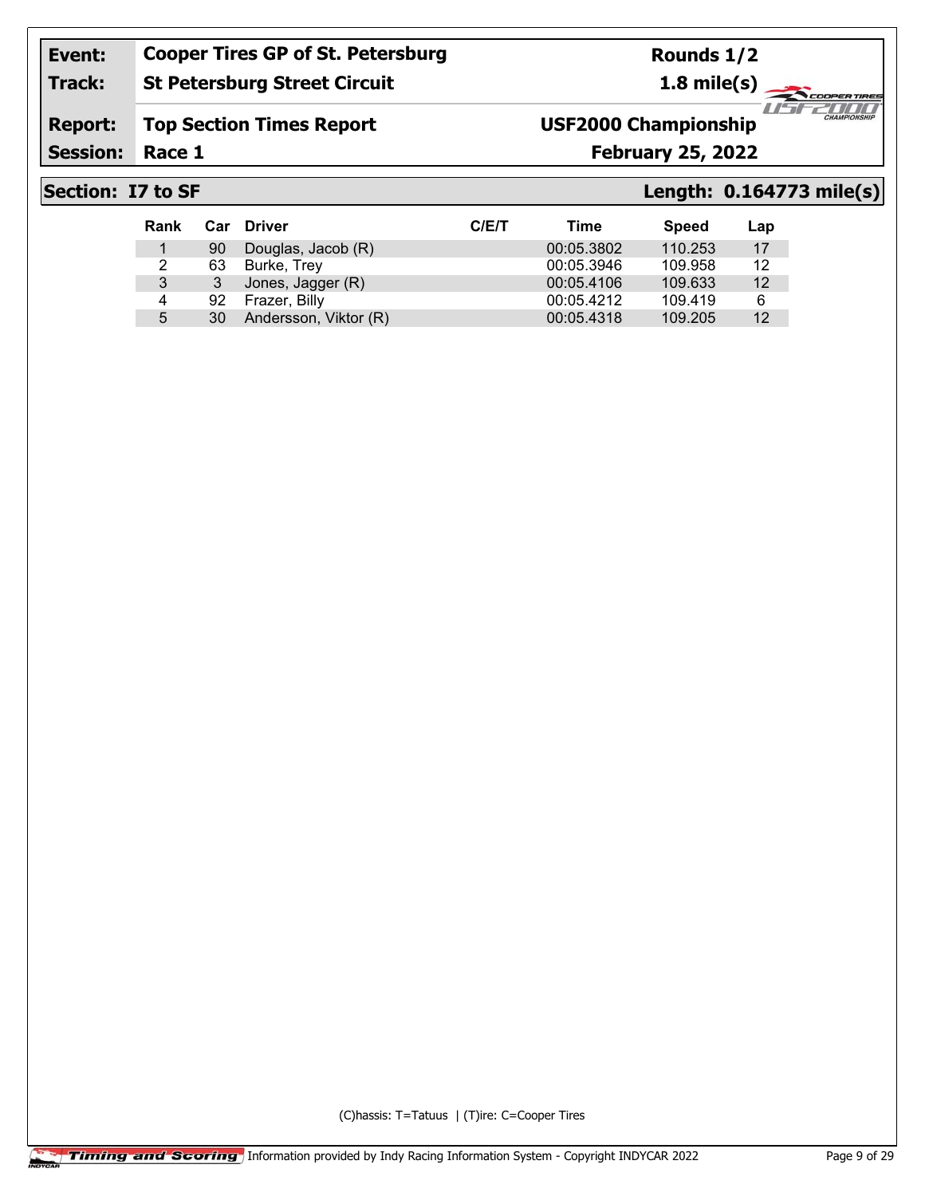| Event: | Cooper Tires GP of St. Petersburg | Rounds 1/2 |
|---|---|---|
| Track: | St Petersburg Street Circuit | 1.8 mile(s) |
| Report: | Top Section Times Report | USF2000 Championship |
| Session: | Race 1 | February 25, 2022 |

## Section: I7 to SF

**Length: 0.164773 mile(s)**

| Rank | Car | Driver | C/E/T | Time | Speed | Lap |
|---|---|---|---|---|---|---|
| 1 | 90 | Douglas, Jacob (R) | | 00:05.3802 | 110.253 | 17 |
| 2 | 63 | Burke, Trey | | 00:05.3946 | 109.958 | 12 |
| 3 | 3 | Jones, Jagger (R) | | 00:05.4106 | 109.633 | 12 |
| 4 | 92 | Frazer, Billy | | 00:05.4212 | 109.419 | 6 |
| 5 | 30 | Andersson, Viktor (R) | | 00:05.4318 | 109.205 | 12 |

(C)hassis: T=Tatuus | (T)ire: C=Cooper Tires

Timing and Scoring Information provided by Indy Racing Information System - Copyright INDYCAR 2022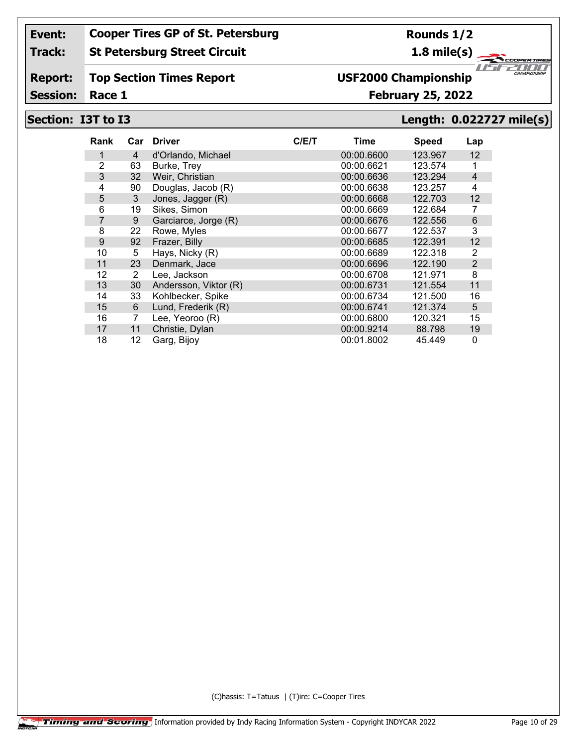| Event: | Cooper Tires GP of St. Petersburg | Rounds 1/2 |
|---|---|---|
| Track: | St Petersburg Street Circuit | 1.8 mile(s) |
| Report: | Top Section Times Report | USF2000 Championship |
| Session: | Race 1 | February 25, 2022 |

## Section: I3T to I3 — Length: 0.022727 mile(s)

| Rank | Car | Driver | C/E/T | Time | Speed | Lap |
|---|---|---|---|---|---|---|
| 1 | 4 | d'Orlando, Michael | | 00:00.6600 | 123.967 | 12 |
| 2 | 63 | Burke, Trey | | 00:00.6621 | 123.574 | 1 |
| 3 | 32 | Weir, Christian | | 00:00.6636 | 123.294 | 4 |
| 4 | 90 | Douglas, Jacob (R) | | 00:00.6638 | 123.257 | 4 |
| 5 | 3 | Jones, Jagger (R) | | 00:00.6668 | 122.703 | 12 |
| 6 | 19 | Sikes, Simon | | 00:00.6669 | 122.684 | 7 |
| 7 | 9 | Garciarce, Jorge (R) | | 00:00.6676 | 122.556 | 6 |
| 8 | 22 | Rowe, Myles | | 00:00.6677 | 122.537 | 3 |
| 9 | 92 | Frazer, Billy | | 00:00.6685 | 122.391 | 12 |
| 10 | 5 | Hays, Nicky (R) | | 00:00.6689 | 122.318 | 2 |
| 11 | 23 | Denmark, Jace | | 00:00.6696 | 122.190 | 2 |
| 12 | 2 | Lee, Jackson | | 00:00.6708 | 121.971 | 8 |
| 13 | 30 | Andersson, Viktor (R) | | 00:00.6731 | 121.554 | 11 |
| 14 | 33 | Kohlbecker, Spike | | 00:00.6734 | 121.500 | 16 |
| 15 | 6 | Lund, Frederik (R) | | 00:00.6741 | 121.374 | 5 |
| 16 | 7 | Lee, Yeoroo (R) | | 00:00.6800 | 120.321 | 15 |
| 17 | 11 | Christie, Dylan | | 00:00.9214 | 88.798 | 19 |
| 18 | 12 | Garg, Bijoy | | 00:01.8002 | 45.449 | 0 |

(C)hassis: T=Tatuus | (T)ire: C=Cooper Tires

Information provided by Indy Racing Information System - Copyright INDYCAR 2022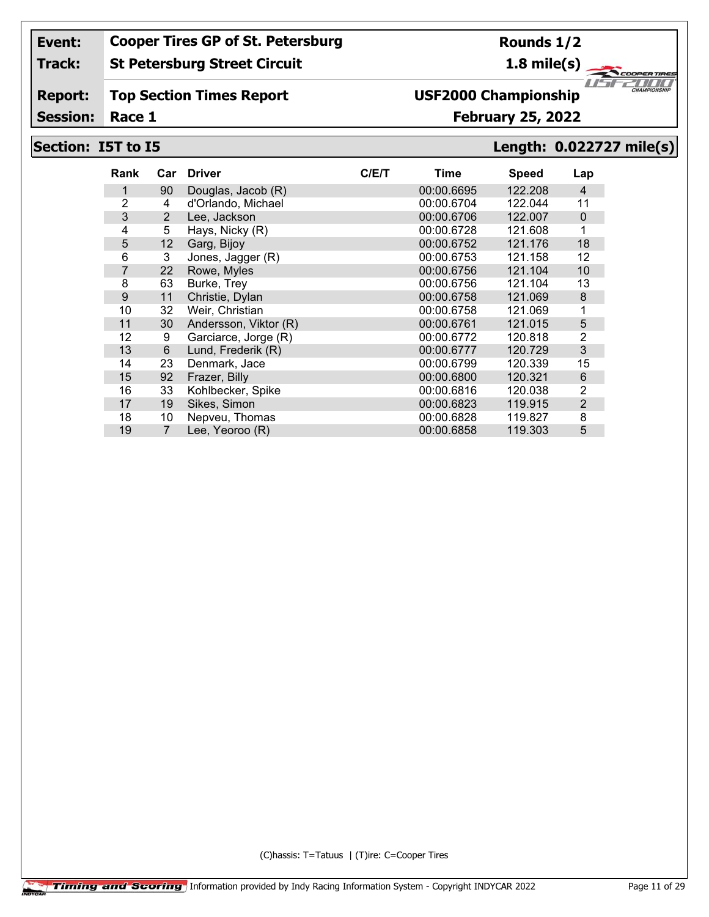| Event: | Cooper Tires GP of St. Petersburg | Rounds 1/2 |
|---|---|---|
| Track: | St Petersburg Street Circuit | 1.8 mile(s) |
| Report: | Top Section Times Report | USF2000 Championship |
| Session: | Race 1 | February 25, 2022 |

## Section: I5T to I5 — Length: 0.022727 mile(s)

| Rank | Car | Driver | C/E/T | Time | Speed | Lap |
|---|---|---|---|---|---|---|
| 1 | 90 | Douglas, Jacob (R) | | 00:00.6695 | 122.208 | 4 |
| 2 | 4 | d'Orlando, Michael | | 00:00.6704 | 122.044 | 11 |
| 3 | 2 | Lee, Jackson | | 00:00.6706 | 122.007 | 0 |
| 4 | 5 | Hays, Nicky (R) | | 00:00.6728 | 121.608 | 1 |
| 5 | 12 | Garg, Bijoy | | 00:00.6752 | 121.176 | 18 |
| 6 | 3 | Jones, Jagger (R) | | 00:00.6753 | 121.158 | 12 |
| 7 | 22 | Rowe, Myles | | 00:00.6756 | 121.104 | 10 |
| 8 | 63 | Burke, Trey | | 00:00.6756 | 121.104 | 13 |
| 9 | 11 | Christie, Dylan | | 00:00.6758 | 121.069 | 8 |
| 10 | 32 | Weir, Christian | | 00:00.6758 | 121.069 | 1 |
| 11 | 30 | Andersson, Viktor (R) | | 00:00.6761 | 121.015 | 5 |
| 12 | 9 | Garciarce, Jorge (R) | | 00:00.6772 | 120.818 | 2 |
| 13 | 6 | Lund, Frederik (R) | | 00:00.6777 | 120.729 | 3 |
| 14 | 23 | Denmark, Jace | | 00:00.6799 | 120.339 | 15 |
| 15 | 92 | Frazer, Billy | | 00:00.6800 | 120.321 | 6 |
| 16 | 33 | Kohlbecker, Spike | | 00:00.6816 | 120.038 | 2 |
| 17 | 19 | Sikes, Simon | | 00:00.6823 | 119.915 | 2 |
| 18 | 10 | Nepveu, Thomas | | 00:00.6828 | 119.827 | 8 |
| 19 | 7 | Lee, Yeoroo (R) | | 00:00.6858 | 119.303 | 5 |

(C)hassis: T=Tatuus | (T)ire: C=Cooper Tires

Timing and Scoring — Information provided by Indy Racing Information System - Copyright INDYCAR 2022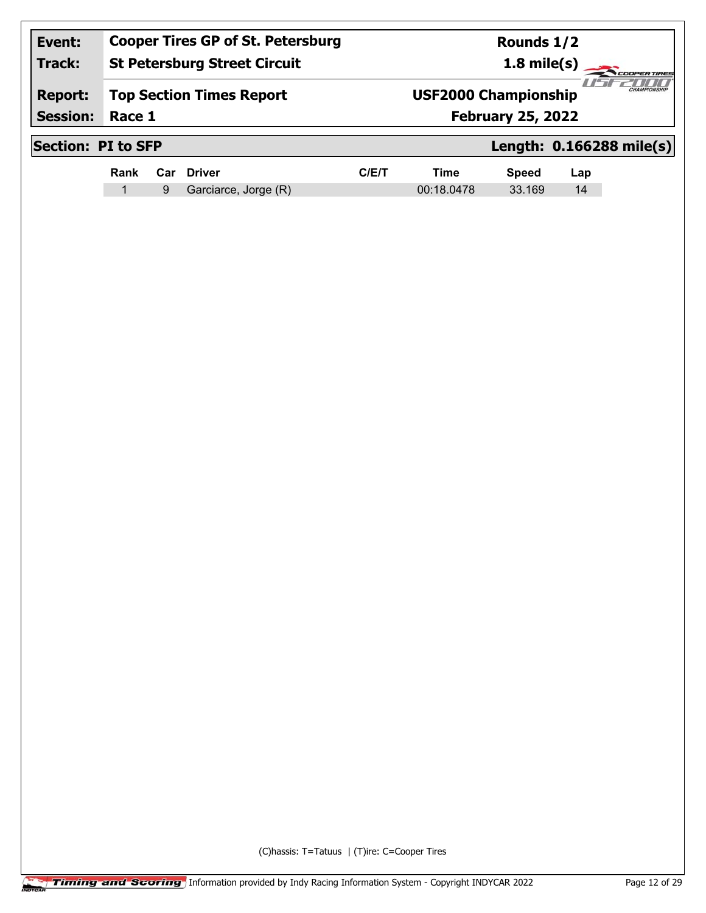| Event: | Cooper Tires GP of St. Petersburg | Rounds 1/2 |
| --- | --- | --- |
| Track: | St Petersburg Street Circuit | 1.8 mile(s) |
| Report: | Top Section Times Report | USF2000 Championship |
| Session: | Race 1 | February 25, 2022 |

## Section: PI to SFP — Length: 0.166288 mile(s)

| Rank | Car | Driver | C/E/T | Time | Speed | Lap |
| --- | --- | --- | --- | --- | --- | --- |
| 1 | 9 | Garciarce, Jorge (R) | | 00:18.0478 | 33.169 | 14 |

(C)hassis: T=Tatuus | (T)ire: C=Cooper Tires

Information provided by Indy Racing Information System - Copyright INDYCAR 2022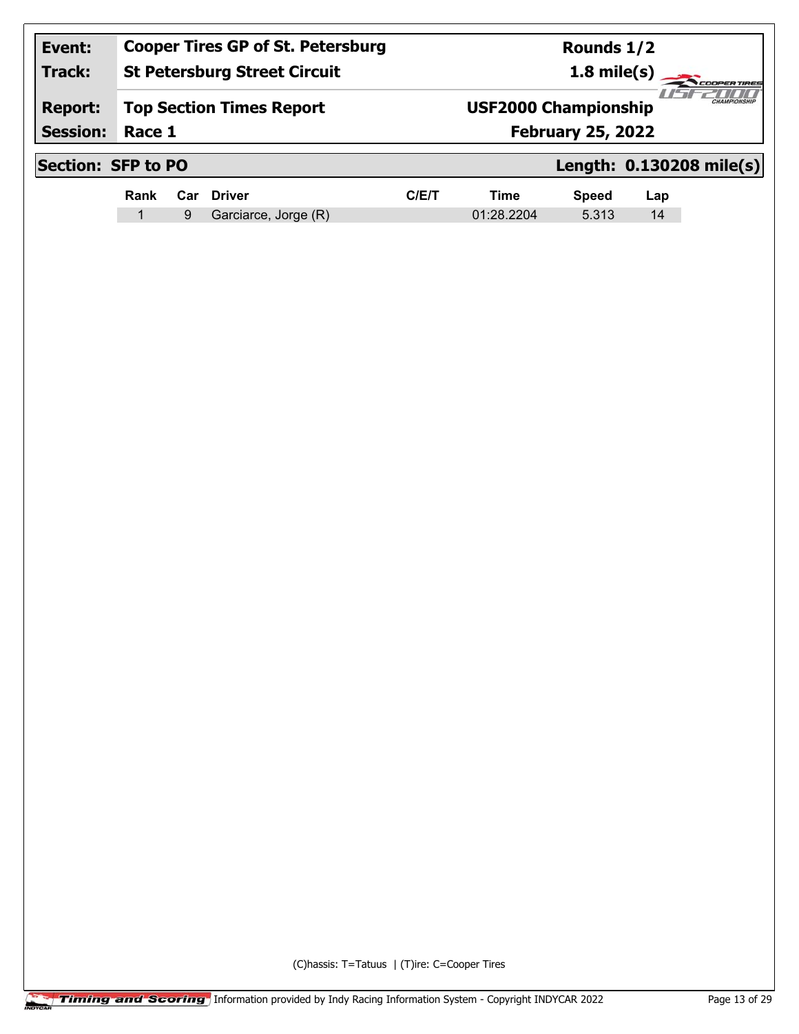| Event: | Cooper Tires GP of St. Petersburg | Rounds 1/2 |
|---|---|---|
| Track: | St Petersburg Street Circuit | 1.8 mile(s) |
| Report: | Top Section Times Report | USF2000 Championship |
| Session: | Race 1 | February 25, 2022 |

## Section: SFP to PO — Length: 0.130208 mile(s)

| Rank | Car | Driver | C/E/T | Time | Speed | Lap |
|---|---|---|---|---|---|---|
| 1 | 9 | Garciarce, Jorge (R) | | 01:28.2204 | 5.313 | 14 |

(C)hassis: T=Tatuus | (T)ire: C=Cooper Tires

Information provided by Indy Racing Information System - Copyright INDYCAR 2022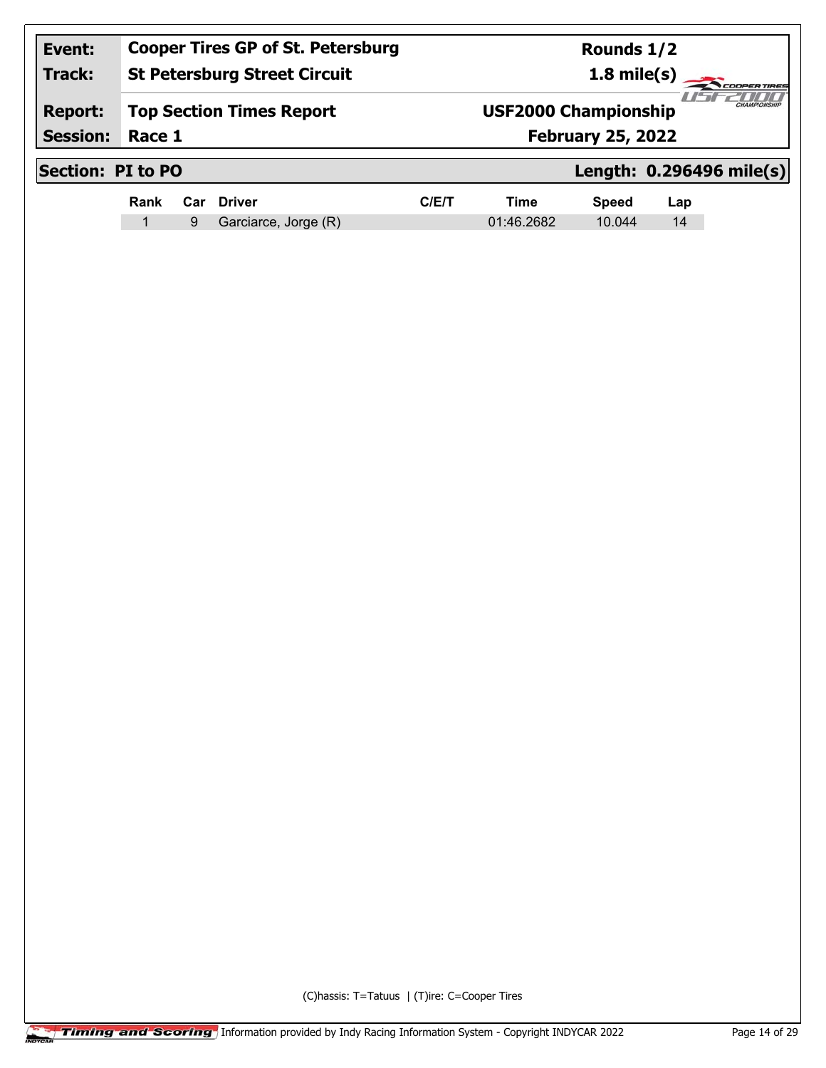| Event: | Cooper Tires GP of St. Petersburg | Rounds 1/2 |
|---|---|---|
| Track: | St Petersburg Street Circuit | 1.8 mile(s) |
| Report: | Top Section Times Report | USF2000 Championship |
| Session: | Race 1 | February 25, 2022 |

## Section: PI to PO

**Length: 0.296496 mile(s)**

| Rank | Car | Driver | C/E/T | Time | Speed | Lap |
|---|---|---|---|---|---|---|
| 1 | 9 | Garciarce, Jorge (R) | | 01:46.2682 | 10.044 | 14 |

(C)hassis: T=Tatuus | (T)ire: C=Cooper Tires

Timing and Scoring Information provided by Indy Racing Information System - Copyright INDYCAR 2022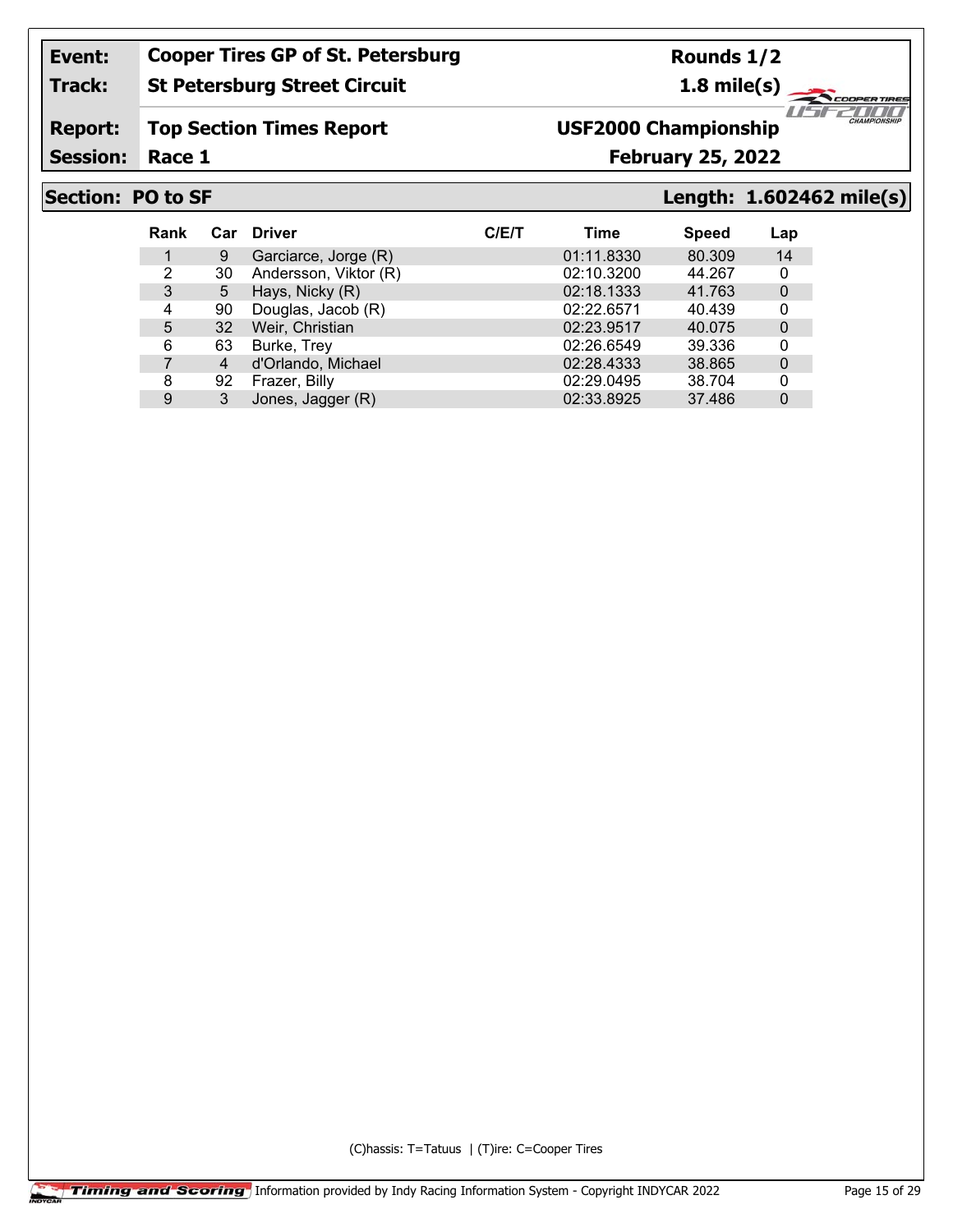| Event: | Cooper Tires GP of St. Petersburg | Rounds 1/2 |
|---|---|---|
| Track: | St Petersburg Street Circuit | 1.8 mile(s) |
| Report: | Top Section Times Report | USF2000 Championship |
| Session: | Race 1 | February 25, 2022 |

## Section: PO to SF — Length: 1.602462 mile(s)

| Rank | Car | Driver | C/E/T | Time | Speed | Lap |
|---|---|---|---|---|---|---|
| 1 | 9 | Garciarce, Jorge (R) | | 01:11.8330 | 80.309 | 14 |
| 2 | 30 | Andersson, Viktor (R) | | 02:10.3200 | 44.267 | 0 |
| 3 | 5 | Hays, Nicky (R) | | 02:18.1333 | 41.763 | 0 |
| 4 | 90 | Douglas, Jacob (R) | | 02:22.6571 | 40.439 | 0 |
| 5 | 32 | Weir, Christian | | 02:23.9517 | 40.075 | 0 |
| 6 | 63 | Burke, Trey | | 02:26.6549 | 39.336 | 0 |
| 7 | 4 | d'Orlando, Michael | | 02:28.4333 | 38.865 | 0 |
| 8 | 92 | Frazer, Billy | | 02:29.0495 | 38.704 | 0 |
| 9 | 3 | Jones, Jagger (R) | | 02:33.8925 | 37.486 | 0 |

(C)hassis: T=Tatuus | (T)ire: C=Cooper Tires

Timing and Scoring — Information provided by Indy Racing Information System - Copyright INDYCAR 2022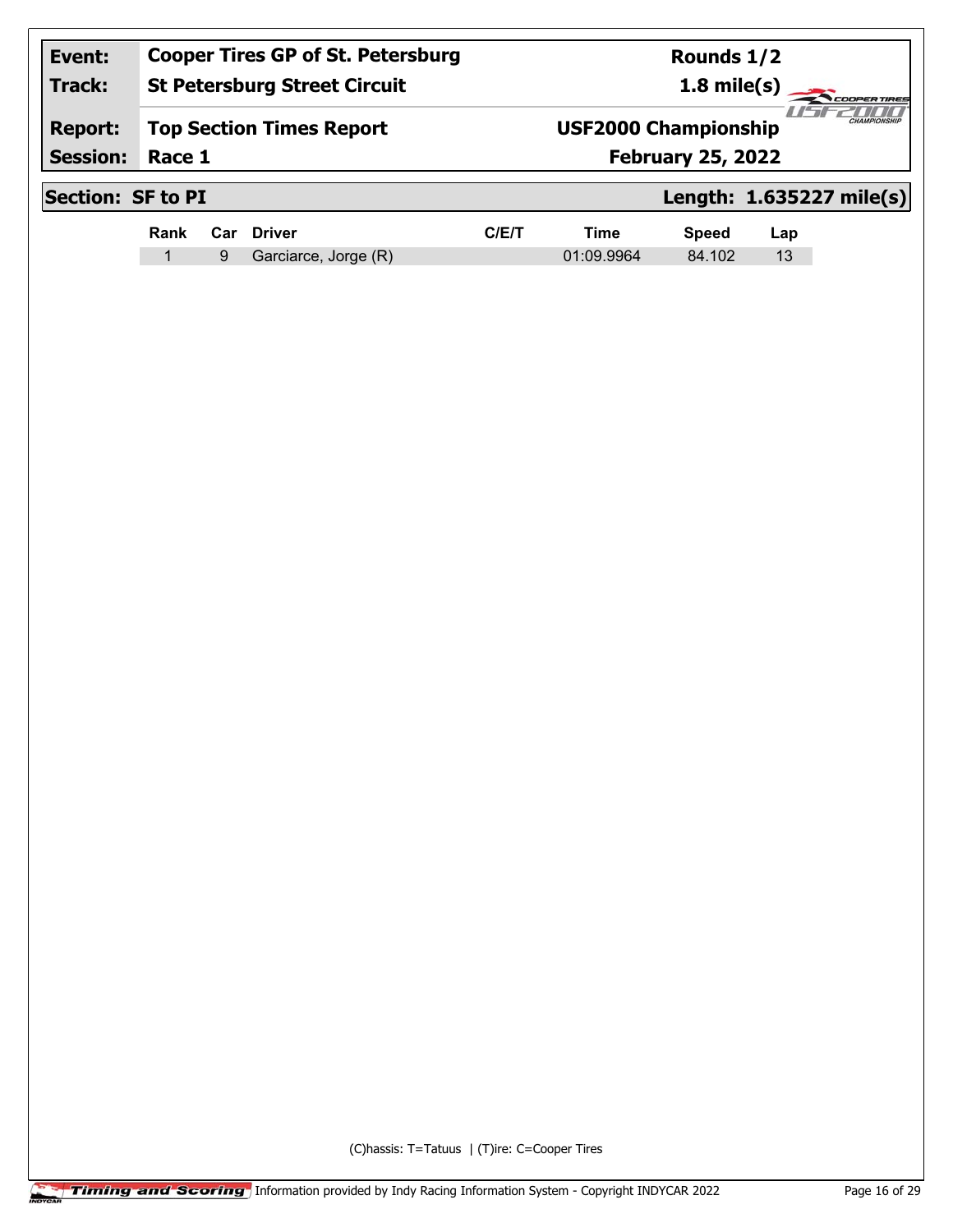| Event: | Cooper Tires GP of St. Petersburg | Rounds 1/2 |
|---|---|---|
| Track: | St Petersburg Street Circuit | 1.8 mile(s) |
| Report: | Top Section Times Report | USF2000 Championship |
| Session: | Race 1 | February 25, 2022 |

## Section: SF to PI — Length: 1.635227 mile(s)

| Rank | Car | Driver | C/E/T | Time | Speed | Lap |
|---|---|---|---|---|---|---|
| 1 | 9 | Garciarce, Jorge (R) | | 01:09.9964 | 84.102 | 13 |

(C)hassis: T=Tatuus | (T)ire: C=Cooper Tires

Information provided by Indy Racing Information System - Copyright INDYCAR 2022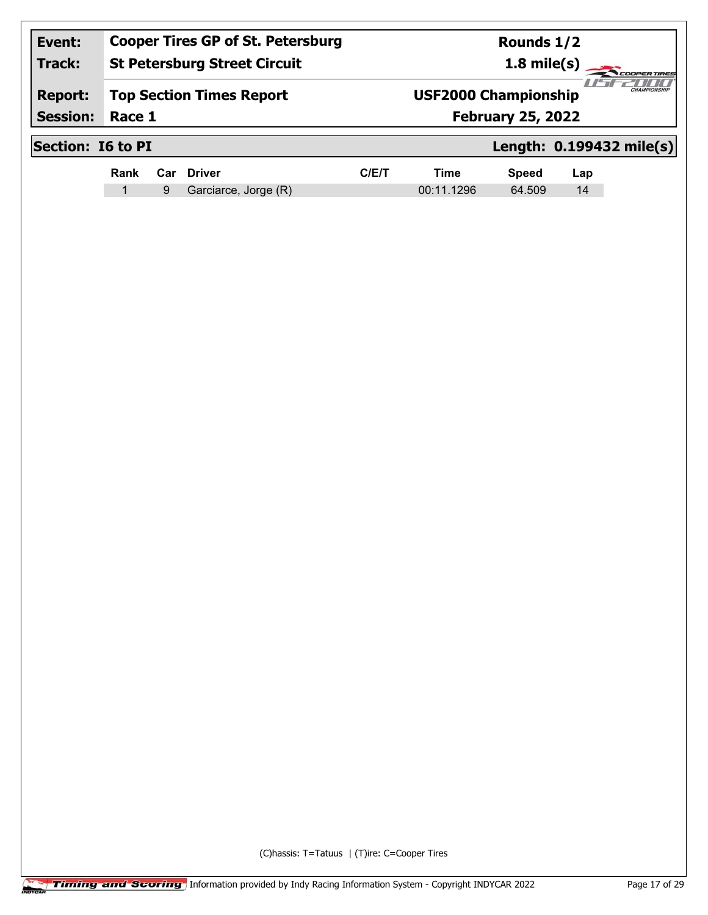| Event: | Cooper Tires GP of St. Petersburg | Rounds 1/2 |
|---|---|---|
| Track: | St Petersburg Street Circuit | 1.8 mile(s) |
| Report: | Top Section Times Report | USF2000 Championship |
| Session: | Race 1 | February 25, 2022 |

## Section: I6 to PI

**Length: 0.199432 mile(s)**

| Rank | Car | Driver | C/E/T | Time | Speed | Lap |
|---|---|---|---|---|---|---|
| 1 | 9 | Garciarce, Jorge (R) | | 00:11.1296 | 64.509 | 14 |

(C)hassis: T=Tatuus | (T)ire: C=Cooper Tires

Timing and Scoring Information provided by Indy Racing Information System - Copyright INDYCAR 2022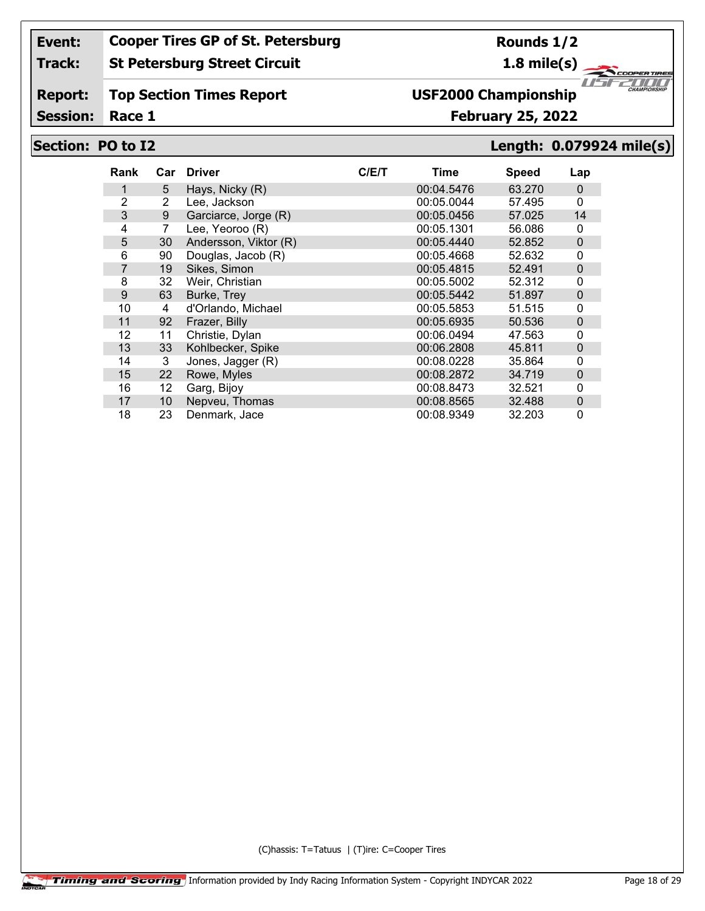| Event: | Cooper Tires GP of St. Petersburg | Rounds 1/2 |
|---|---|---|
| Track: | St Petersburg Street Circuit | 1.8 mile(s) |
| Report: | Top Section Times Report | USF2000 Championship |
| Session: | Race 1 | February 25, 2022 |

## Section: PO to I2 — Length: 0.079924 mile(s)

| Rank | Car | Driver | C/E/T | Time | Speed | Lap |
|---|---|---|---|---|---|---|
| 1 | 5 | Hays, Nicky (R) | | 00:04.5476 | 63.270 | 0 |
| 2 | 2 | Lee, Jackson | | 00:05.0044 | 57.495 | 0 |
| 3 | 9 | Garciarce, Jorge (R) | | 00:05.0456 | 57.025 | 14 |
| 4 | 7 | Lee, Yeoroo (R) | | 00:05.1301 | 56.086 | 0 |
| 5 | 30 | Andersson, Viktor (R) | | 00:05.4440 | 52.852 | 0 |
| 6 | 90 | Douglas, Jacob (R) | | 00:05.4668 | 52.632 | 0 |
| 7 | 19 | Sikes, Simon | | 00:05.4815 | 52.491 | 0 |
| 8 | 32 | Weir, Christian | | 00:05.5002 | 52.312 | 0 |
| 9 | 63 | Burke, Trey | | 00:05.5442 | 51.897 | 0 |
| 10 | 4 | d'Orlando, Michael | | 00:05.5853 | 51.515 | 0 |
| 11 | 92 | Frazer, Billy | | 00:05.6935 | 50.536 | 0 |
| 12 | 11 | Christie, Dylan | | 00:06.0494 | 47.563 | 0 |
| 13 | 33 | Kohlbecker, Spike | | 00:06.2808 | 45.811 | 0 |
| 14 | 3 | Jones, Jagger (R) | | 00:08.0228 | 35.864 | 0 |
| 15 | 22 | Rowe, Myles | | 00:08.2872 | 34.719 | 0 |
| 16 | 12 | Garg, Bijoy | | 00:08.8473 | 32.521 | 0 |
| 17 | 10 | Nepveu, Thomas | | 00:08.8565 | 32.488 | 0 |
| 18 | 23 | Denmark, Jace | | 00:08.9349 | 32.203 | 0 |

(C)hassis: T=Tatuus | (T)ire: C=Cooper Tires

Timing and Scoring Information provided by Indy Racing Information System - Copyright INDYCAR 2022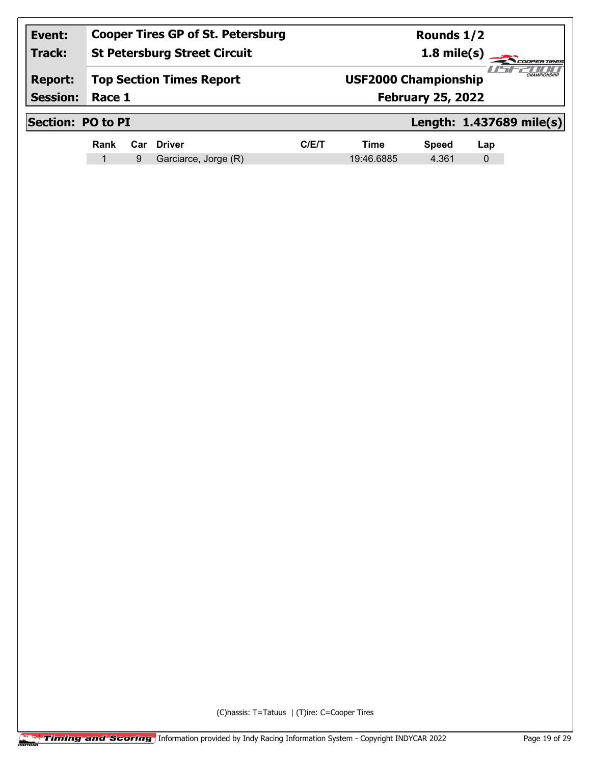| Event: | Cooper Tires GP of St. Petersburg | Rounds 1/2 |
|---|---|---|
| Track: | St Petersburg Street Circuit | 1.8 mile(s) |
| Report: | Top Section Times Report | USF2000 Championship |
| Session: | Race 1 | February 25, 2022 |

## Section: PO to PI — Length: 1.437689 mile(s)

| Rank | Car | Driver | C/E/T | Time | Speed | Lap |
|---|---|---|---|---|---|---|
| 1 | 9 | Garciarce, Jorge (R) | | 19:46.6885 | 4.361 | 0 |

(C)hassis: T=Tatuus | (T)ire: C=Cooper Tires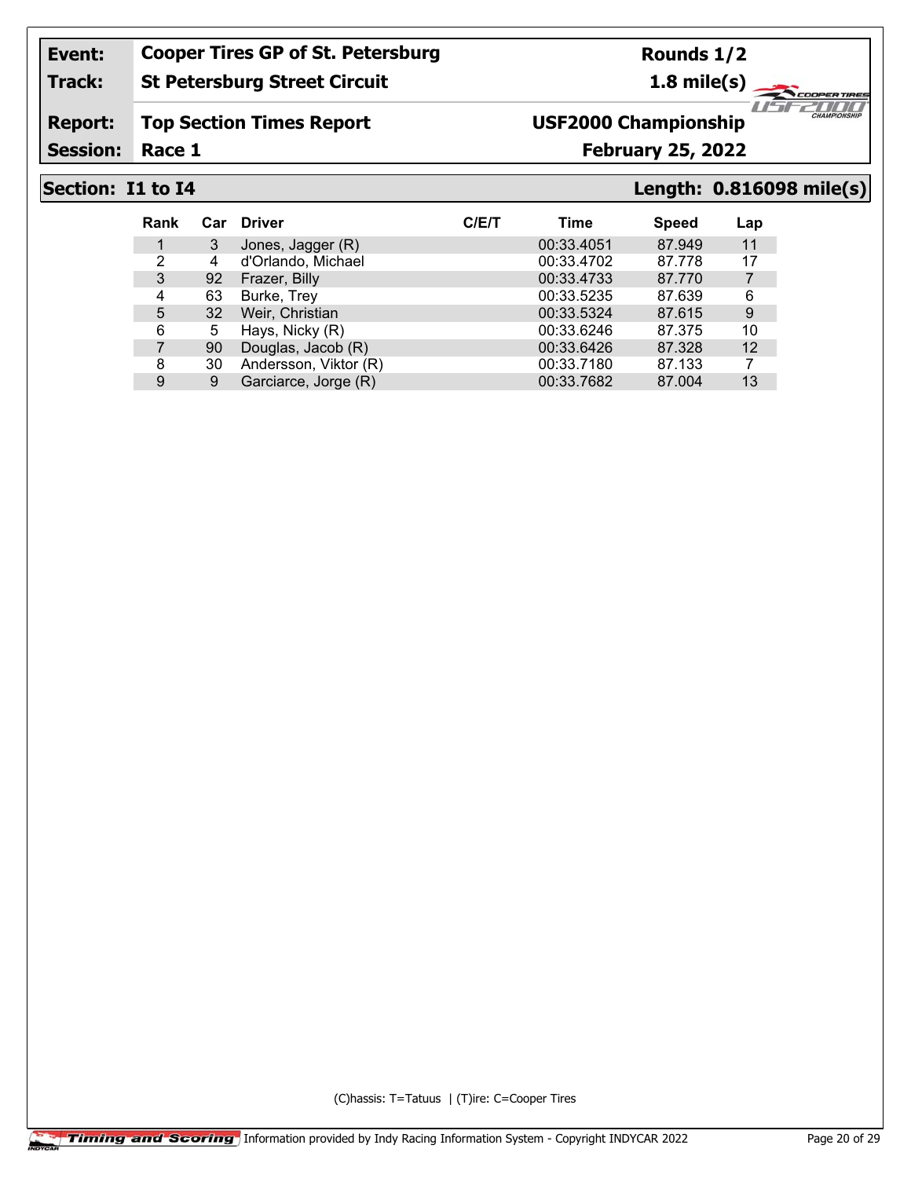| Event: | Cooper Tires GP of St. Petersburg | Rounds 1/2 |
|---|---|---|
| Track: | St Petersburg Street Circuit | 1.8 mile(s) |
| Report: | Top Section Times Report | USF2000 Championship |
| Session: | Race 1 | February 25, 2022 |

## Section: I1 to I4 — Length: 0.816098 mile(s)

| Rank | Car | Driver | C/E/T | Time | Speed | Lap |
|---|---|---|---|---|---|---|
| 1 | 3 | Jones, Jagger (R) | | 00:33.4051 | 87.949 | 11 |
| 2 | 4 | d'Orlando, Michael | | 00:33.4702 | 87.778 | 17 |
| 3 | 92 | Frazer, Billy | | 00:33.4733 | 87.770 | 7 |
| 4 | 63 | Burke, Trey | | 00:33.5235 | 87.639 | 6 |
| 5 | 32 | Weir, Christian | | 00:33.5324 | 87.615 | 9 |
| 6 | 5 | Hays, Nicky (R) | | 00:33.6246 | 87.375 | 10 |
| 7 | 90 | Douglas, Jacob (R) | | 00:33.6426 | 87.328 | 12 |
| 8 | 30 | Andersson, Viktor (R) | | 00:33.7180 | 87.133 | 7 |
| 9 | 9 | Garciarce, Jorge (R) | | 00:33.7682 | 87.004 | 13 |

(C)hassis: T=Tatuus | (T)ire: C=Cooper Tires

Timing and Scoring Information provided by Indy Racing Information System - Copyright INDYCAR 2022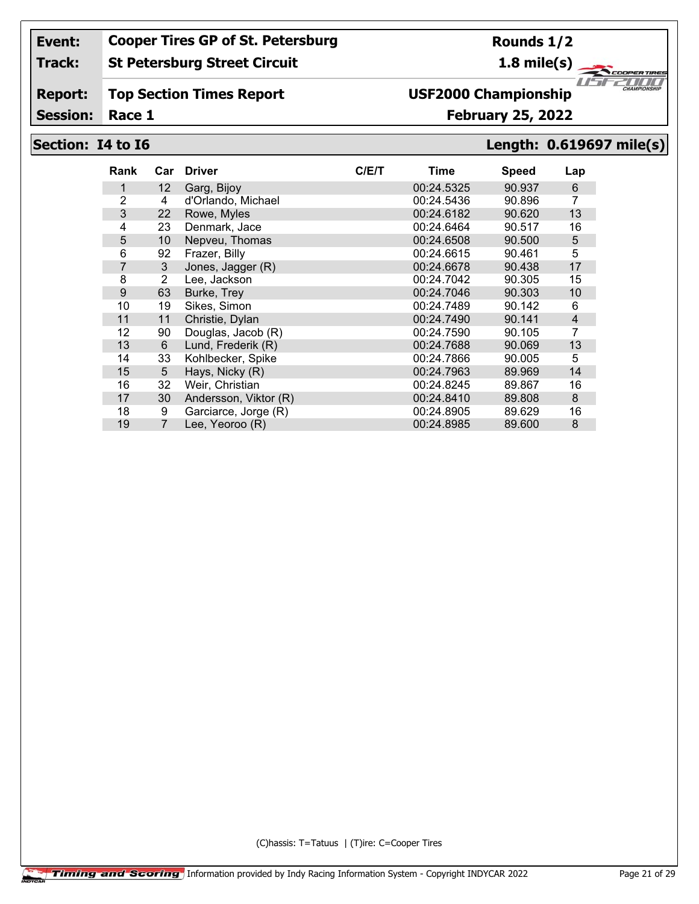| **Event:** | **Cooper Tires GP of St. Petersburg** | **Rounds 1/2** |
|---|---|---|
| **Track:** | **St Petersburg Street Circuit** | **1.8 mile(s)** |
| **Report:** | **Top Section Times Report** | **USF2000 Championship** |
| **Session:** | **Race 1** | **February 25, 2022** |

## Section: I4 to I6 — Length: 0.619697 mile(s)

| Rank | Car | Driver | C/E/T | Time | Speed | Lap |
|---|---|---|---|---|---|---|
| 1 | 12 | Garg, Bijoy | | 00:24.5325 | 90.937 | 6 |
| 2 | 4 | d'Orlando, Michael | | 00:24.5436 | 90.896 | 7 |
| 3 | 22 | Rowe, Myles | | 00:24.6182 | 90.620 | 13 |
| 4 | 23 | Denmark, Jace | | 00:24.6464 | 90.517 | 16 |
| 5 | 10 | Nepveu, Thomas | | 00:24.6508 | 90.500 | 5 |
| 6 | 92 | Frazer, Billy | | 00:24.6615 | 90.461 | 5 |
| 7 | 3 | Jones, Jagger (R) | | 00:24.6678 | 90.438 | 17 |
| 8 | 2 | Lee, Jackson | | 00:24.7042 | 90.305 | 15 |
| 9 | 63 | Burke, Trey | | 00:24.7046 | 90.303 | 10 |
| 10 | 19 | Sikes, Simon | | 00:24.7489 | 90.142 | 6 |
| 11 | 11 | Christie, Dylan | | 00:24.7490 | 90.141 | 4 |
| 12 | 90 | Douglas, Jacob (R) | | 00:24.7590 | 90.105 | 7 |
| 13 | 6 | Lund, Frederik (R) | | 00:24.7688 | 90.069 | 13 |
| 14 | 33 | Kohlbecker, Spike | | 00:24.7866 | 90.005 | 5 |
| 15 | 5 | Hays, Nicky (R) | | 00:24.7963 | 89.969 | 14 |
| 16 | 32 | Weir, Christian | | 00:24.8245 | 89.867 | 16 |
| 17 | 30 | Andersson, Viktor (R) | | 00:24.8410 | 89.808 | 8 |
| 18 | 9 | Garciarce, Jorge (R) | | 00:24.8905 | 89.629 | 16 |
| 19 | 7 | Lee, Yeoroo (R) | | 00:24.8985 | 89.600 | 8 |

(C)hassis: T=Tatuus | (T)ire: C=Cooper Tires

Timing and Scoring — Information provided by Indy Racing Information System - Copyright INDYCAR 2022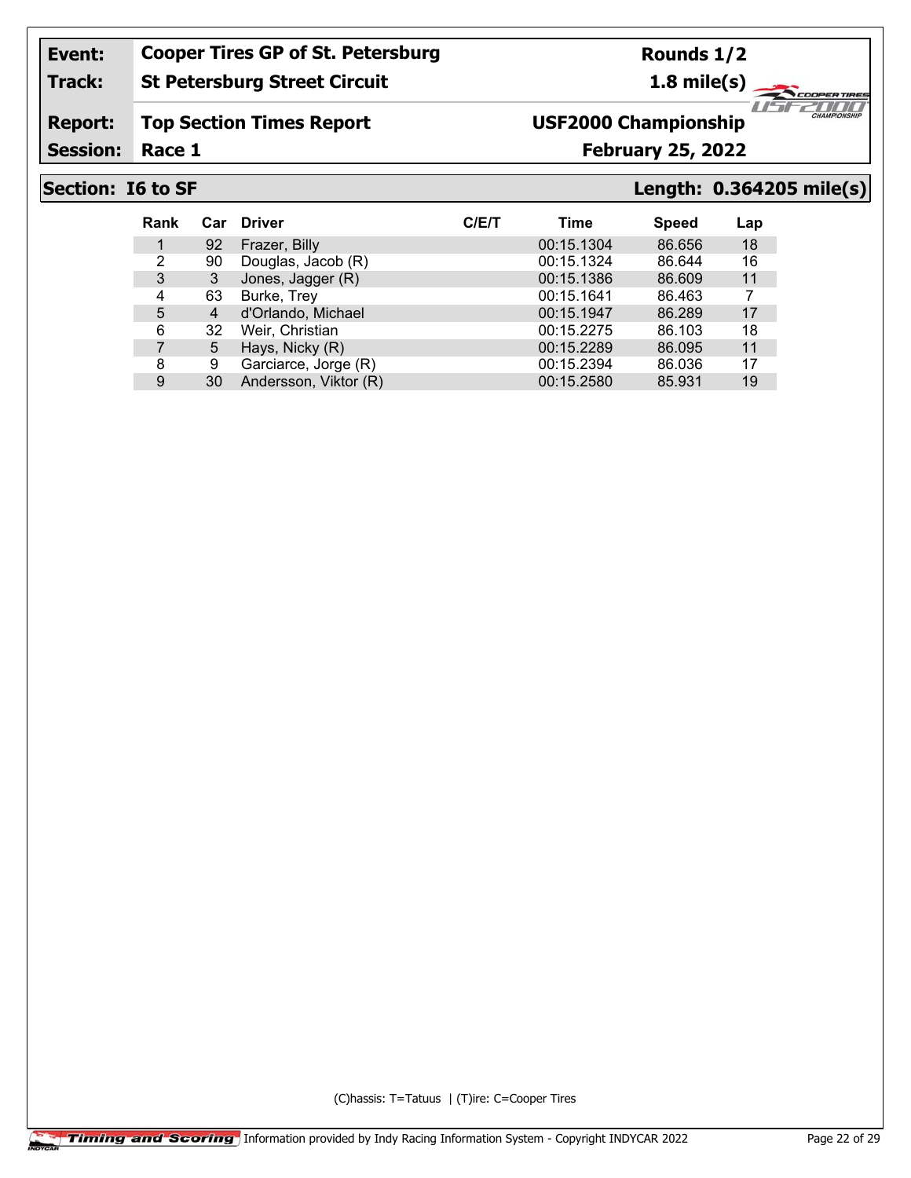| Event: | Cooper Tires GP of St. Petersburg | Rounds 1/2 |
|---|---|---|
| Track: | St Petersburg Street Circuit | 1.8 mile(s) |
| Report: | Top Section Times Report | USF2000 Championship |
| Session: | Race 1 | February 25, 2022 |

## Section: I6 to SF — Length: 0.364205 mile(s)

| Rank | Car | Driver | C/E/T | Time | Speed | Lap |
|---|---|---|---|---|---|---|
| 1 | 92 | Frazer, Billy | | 00:15.1304 | 86.656 | 18 |
| 2 | 90 | Douglas, Jacob (R) | | 00:15.1324 | 86.644 | 16 |
| 3 | 3 | Jones, Jagger (R) | | 00:15.1386 | 86.609 | 11 |
| 4 | 63 | Burke, Trey | | 00:15.1641 | 86.463 | 7 |
| 5 | 4 | d'Orlando, Michael | | 00:15.1947 | 86.289 | 17 |
| 6 | 32 | Weir, Christian | | 00:15.2275 | 86.103 | 18 |
| 7 | 5 | Hays, Nicky (R) | | 00:15.2289 | 86.095 | 11 |
| 8 | 9 | Garciarce, Jorge (R) | | 00:15.2394 | 86.036 | 17 |
| 9 | 30 | Andersson, Viktor (R) | | 00:15.2580 | 85.931 | 19 |

(C)hassis: T=Tatuus | (T)ire: C=Cooper Tires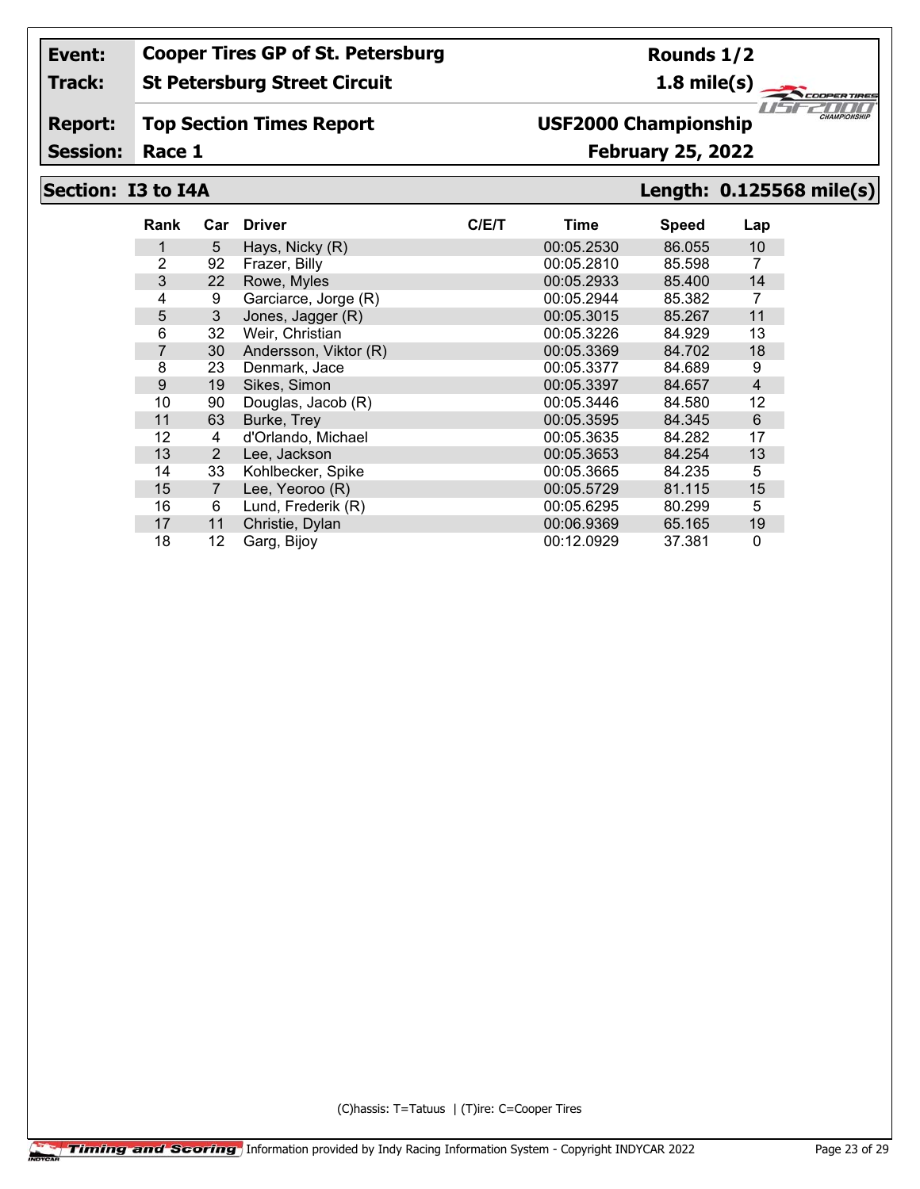**Event:** Cooper Tires GP of St. Petersburg

**Track:** St Petersburg Street Circuit

**Report:** Top Section Times Report

**Session:** Race 1

**Rounds 1/2**

**1.8 mile(s)**

**USF2000 Championship**

**February 25, 2022**

## Section: I3 to I4A

**Length: 0.125568 mile(s)**

| Rank | Car | Driver | C/E/T | Time | Speed | Lap |
|---|---|---|---|---|---|---|
| 1 | 5 | Hays, Nicky (R) | | 00:05.2530 | 86.055 | 10 |
| 2 | 92 | Frazer, Billy | | 00:05.2810 | 85.598 | 7 |
| 3 | 22 | Rowe, Myles | | 00:05.2933 | 85.400 | 14 |
| 4 | 9 | Garciarce, Jorge (R) | | 00:05.2944 | 85.382 | 7 |
| 5 | 3 | Jones, Jagger (R) | | 00:05.3015 | 85.267 | 11 |
| 6 | 32 | Weir, Christian | | 00:05.3226 | 84.929 | 13 |
| 7 | 30 | Andersson, Viktor (R) | | 00:05.3369 | 84.702 | 18 |
| 8 | 23 | Denmark, Jace | | 00:05.3377 | 84.689 | 9 |
| 9 | 19 | Sikes, Simon | | 00:05.3397 | 84.657 | 4 |
| 10 | 90 | Douglas, Jacob (R) | | 00:05.3446 | 84.580 | 12 |
| 11 | 63 | Burke, Trey | | 00:05.3595 | 84.345 | 6 |
| 12 | 4 | d'Orlando, Michael | | 00:05.3635 | 84.282 | 17 |
| 13 | 2 | Lee, Jackson | | 00:05.3653 | 84.254 | 13 |
| 14 | 33 | Kohlbecker, Spike | | 00:05.3665 | 84.235 | 5 |
| 15 | 7 | Lee, Yeoroo (R) | | 00:05.5729 | 81.115 | 15 |
| 16 | 6 | Lund, Frederik (R) | | 00:05.6295 | 80.299 | 5 |
| 17 | 11 | Christie, Dylan | | 00:06.9369 | 65.165 | 19 |
| 18 | 12 | Garg, Bijoy | | 00:12.0929 | 37.381 | 0 |

(C)hassis: T=Tatuus | (T)ire: C=Cooper Tires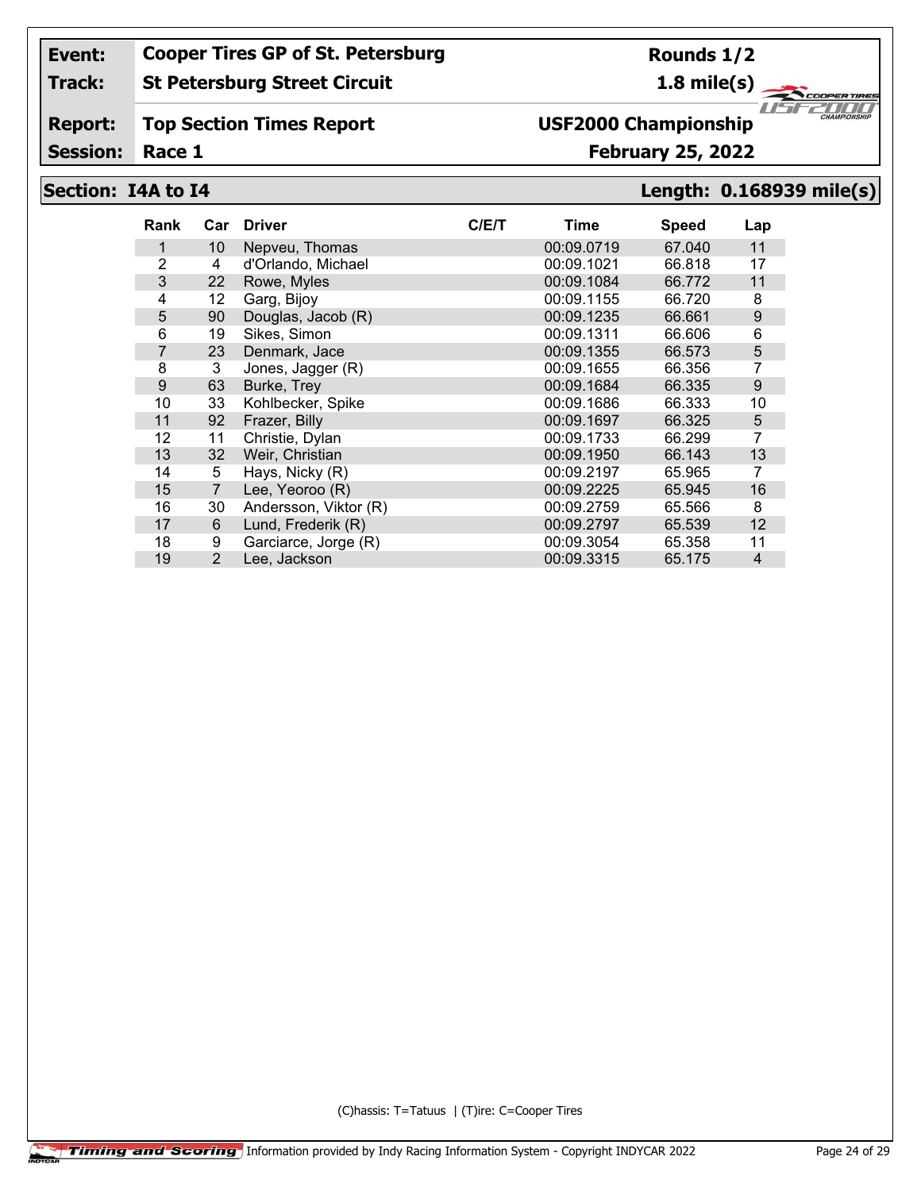| | | | |
|---|---|---|---|
| **Event:** | **Cooper Tires GP of St. Petersburg** | **Rounds 1/2** | |
| **Track:** | **St Petersburg Street Circuit** | **1.8 mile(s)** | |
| **Report:** | **Top Section Times Report** | **USF2000 Championship** | |
| **Session:** | **Race 1** | **February 25, 2022** | |

## Section: I4A to I4 — Length: 0.168939 mile(s)

| Rank | Car | Driver | C/E/T | Time | Speed | Lap |
|---|---|---|---|---|---|---|
| 1 | 10 | Nepveu, Thomas | | 00:09.0719 | 67.040 | 11 |
| 2 | 4 | d'Orlando, Michael | | 00:09.1021 | 66.818 | 17 |
| 3 | 22 | Rowe, Myles | | 00:09.1084 | 66.772 | 11 |
| 4 | 12 | Garg, Bijoy | | 00:09.1155 | 66.720 | 8 |
| 5 | 90 | Douglas, Jacob (R) | | 00:09.1235 | 66.661 | 9 |
| 6 | 19 | Sikes, Simon | | 00:09.1311 | 66.606 | 6 |
| 7 | 23 | Denmark, Jace | | 00:09.1355 | 66.573 | 5 |
| 8 | 3 | Jones, Jagger (R) | | 00:09.1655 | 66.356 | 7 |
| 9 | 63 | Burke, Trey | | 00:09.1684 | 66.335 | 9 |
| 10 | 33 | Kohlbecker, Spike | | 00:09.1686 | 66.333 | 10 |
| 11 | 92 | Frazer, Billy | | 00:09.1697 | 66.325 | 5 |
| 12 | 11 | Christie, Dylan | | 00:09.1733 | 66.299 | 7 |
| 13 | 32 | Weir, Christian | | 00:09.1950 | 66.143 | 13 |
| 14 | 5 | Hays, Nicky (R) | | 00:09.2197 | 65.965 | 7 |
| 15 | 7 | Lee, Yeoroo (R) | | 00:09.2225 | 65.945 | 16 |
| 16 | 30 | Andersson, Viktor (R) | | 00:09.2759 | 65.566 | 8 |
| 17 | 6 | Lund, Frederik (R) | | 00:09.2797 | 65.539 | 12 |
| 18 | 9 | Garciarce, Jorge (R) | | 00:09.3054 | 65.358 | 11 |
| 19 | 2 | Lee, Jackson | | 00:09.3315 | 65.175 | 4 |

(C)hassis: T=Tatuus | (T)ire: C=Cooper Tires

Timing and Scoring — Information provided by Indy Racing Information System - Copyright INDYCAR 2022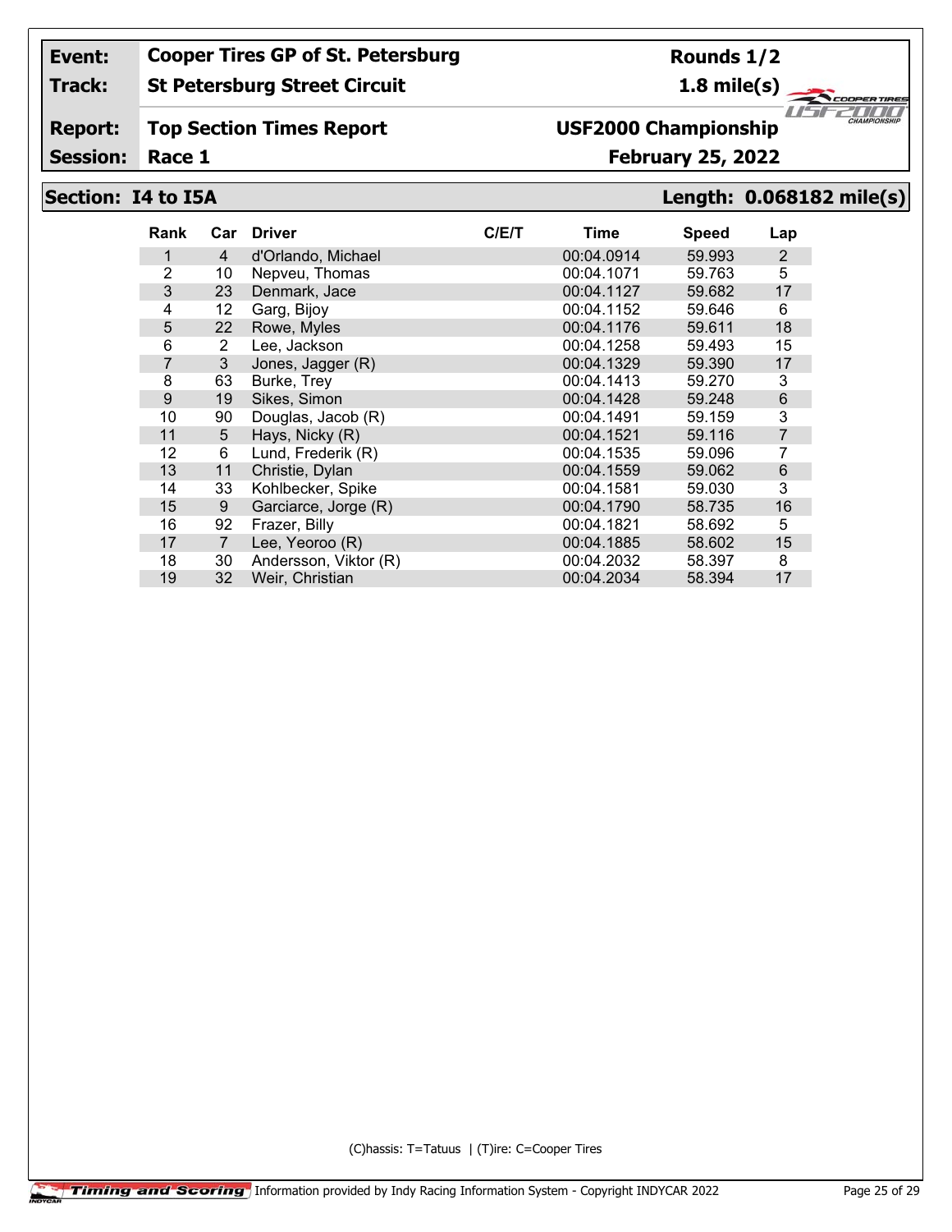| Event: | Cooper Tires GP of St. Petersburg | Rounds 1/2 |
|---|---|---|
| Track: | St Petersburg Street Circuit | 1.8 mile(s) |
| Report: | Top Section Times Report | USF2000 Championship |
| Session: | Race 1 | February 25, 2022 |

## Section: I4 to I5A

**Length: 0.068182 mile(s)**

| Rank | Car | Driver | C/E/T | Time | Speed | Lap |
|---|---|---|---|---|---|---|
| 1 | 4 | d'Orlando, Michael | | 00:04.0914 | 59.993 | 2 |
| 2 | 10 | Nepveu, Thomas | | 00:04.1071 | 59.763 | 5 |
| 3 | 23 | Denmark, Jace | | 00:04.1127 | 59.682 | 17 |
| 4 | 12 | Garg, Bijoy | | 00:04.1152 | 59.646 | 6 |
| 5 | 22 | Rowe, Myles | | 00:04.1176 | 59.611 | 18 |
| 6 | 2 | Lee, Jackson | | 00:04.1258 | 59.493 | 15 |
| 7 | 3 | Jones, Jagger (R) | | 00:04.1329 | 59.390 | 17 |
| 8 | 63 | Burke, Trey | | 00:04.1413 | 59.270 | 3 |
| 9 | 19 | Sikes, Simon | | 00:04.1428 | 59.248 | 6 |
| 10 | 90 | Douglas, Jacob (R) | | 00:04.1491 | 59.159 | 3 |
| 11 | 5 | Hays, Nicky (R) | | 00:04.1521 | 59.116 | 7 |
| 12 | 6 | Lund, Frederik (R) | | 00:04.1535 | 59.096 | 7 |
| 13 | 11 | Christie, Dylan | | 00:04.1559 | 59.062 | 6 |
| 14 | 33 | Kohlbecker, Spike | | 00:04.1581 | 59.030 | 3 |
| 15 | 9 | Garciarce, Jorge (R) | | 00:04.1790 | 58.735 | 16 |
| 16 | 92 | Frazer, Billy | | 00:04.1821 | 58.692 | 5 |
| 17 | 7 | Lee, Yeoroo (R) | | 00:04.1885 | 58.602 | 15 |
| 18 | 30 | Andersson, Viktor (R) | | 00:04.2032 | 58.397 | 8 |
| 19 | 32 | Weir, Christian | | 00:04.2034 | 58.394 | 17 |

(C)hassis: T=Tatuus | (T)ire: C=Cooper Tires

Information provided by Indy Racing Information System - Copyright INDYCAR 2022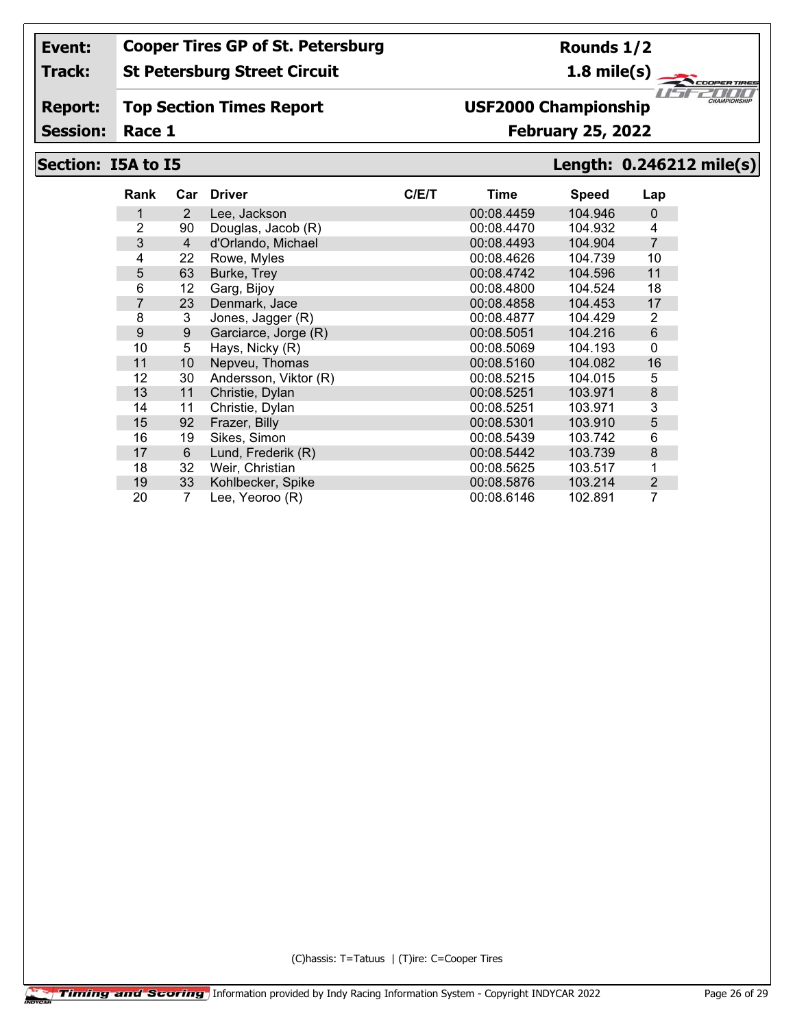| Event: | Cooper Tires GP of St. Petersburg | Rounds 1/2 |
|---|---|---|
| Track: | St Petersburg Street Circuit | 1.8 mile(s) |
| Report: | Top Section Times Report | USF2000 Championship |
| Session: | Race 1 | February 25, 2022 |

## Section: I5A to I5 — Length: 0.246212 mile(s)

| Rank | Car | Driver | C/E/T | Time | Speed | Lap |
|---|---|---|---|---|---|---|
| 1 | 2 | Lee, Jackson | | 00:08.4459 | 104.946 | 0 |
| 2 | 90 | Douglas, Jacob (R) | | 00:08.4470 | 104.932 | 4 |
| 3 | 4 | d'Orlando, Michael | | 00:08.4493 | 104.904 | 7 |
| 4 | 22 | Rowe, Myles | | 00:08.4626 | 104.739 | 10 |
| 5 | 63 | Burke, Trey | | 00:08.4742 | 104.596 | 11 |
| 6 | 12 | Garg, Bijoy | | 00:08.4800 | 104.524 | 18 |
| 7 | 23 | Denmark, Jace | | 00:08.4858 | 104.453 | 17 |
| 8 | 3 | Jones, Jagger (R) | | 00:08.4877 | 104.429 | 2 |
| 9 | 9 | Garciarce, Jorge (R) | | 00:08.5051 | 104.216 | 6 |
| 10 | 5 | Hays, Nicky (R) | | 00:08.5069 | 104.193 | 0 |
| 11 | 10 | Nepveu, Thomas | | 00:08.5160 | 104.082 | 16 |
| 12 | 30 | Andersson, Viktor (R) | | 00:08.5215 | 104.015 | 5 |
| 13 | 11 | Christie, Dylan | | 00:08.5251 | 103.971 | 8 |
| 14 | 11 | Christie, Dylan | | 00:08.5251 | 103.971 | 3 |
| 15 | 92 | Frazer, Billy | | 00:08.5301 | 103.910 | 5 |
| 16 | 19 | Sikes, Simon | | 00:08.5439 | 103.742 | 6 |
| 17 | 6 | Lund, Frederik (R) | | 00:08.5442 | 103.739 | 8 |
| 18 | 32 | Weir, Christian | | 00:08.5625 | 103.517 | 1 |
| 19 | 33 | Kohlbecker, Spike | | 00:08.5876 | 103.214 | 2 |
| 20 | 7 | Lee, Yeoroo (R) | | 00:08.6146 | 102.891 | 7 |

(C)hassis: T=Tatuus | (T)ire: C=Cooper Tires

Information provided by Indy Racing Information System - Copyright INDYCAR 2022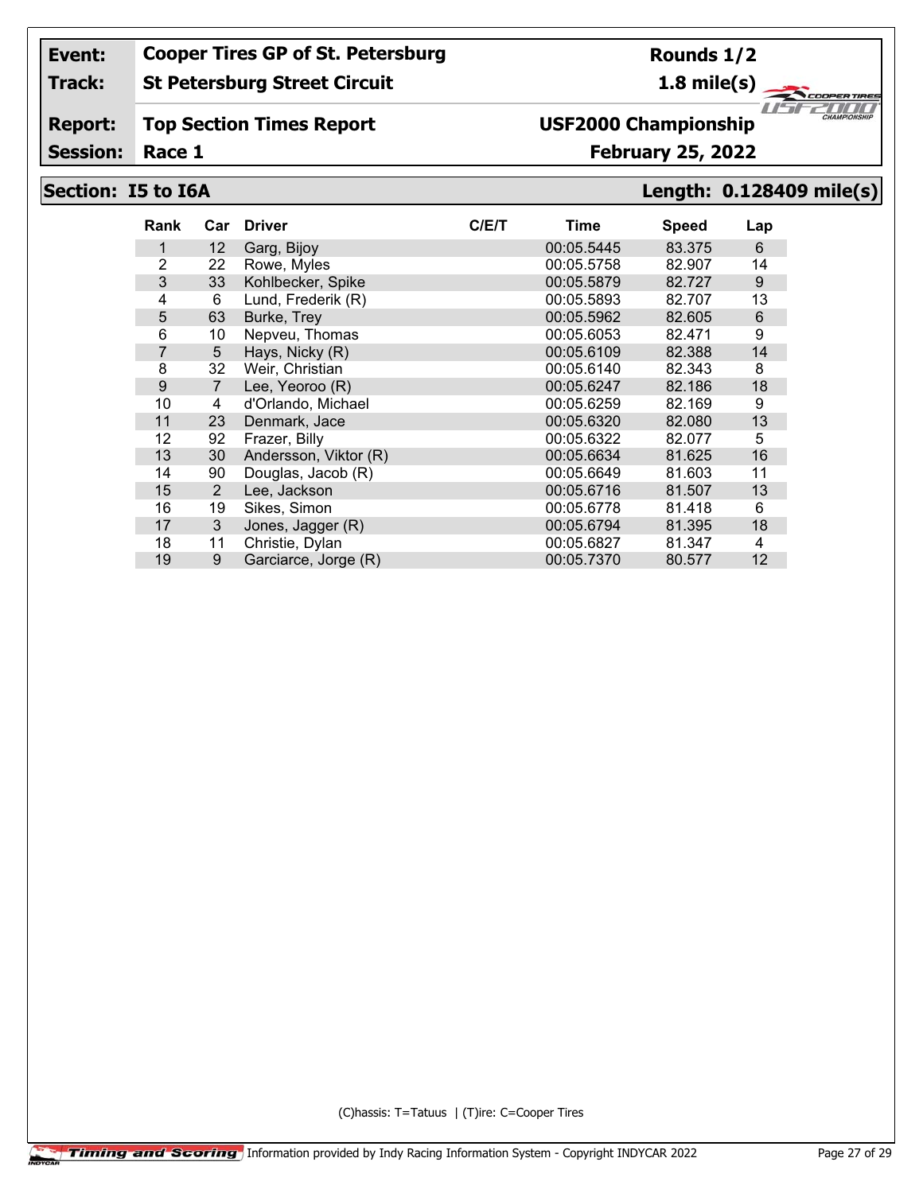| **Event:** | **Cooper Tires GP of St. Petersburg** | **Rounds 1/2** |
|---|---|---|
| **Track:** | **St Petersburg Street Circuit** | **1.8 mile(s)** |
| **Report:** | **Top Section Times Report** | **USF2000 Championship** |
| **Session:** | **Race 1** | **February 25, 2022** |

## Section: I5 to I6A — Length: 0.128409 mile(s)

| Rank | Car | Driver | C/E/T | Time | Speed | Lap |
|---|---|---|---|---|---|---|
| 1 | 12 | Garg, Bijoy | | 00:05.5445 | 83.375 | 6 |
| 2 | 22 | Rowe, Myles | | 00:05.5758 | 82.907 | 14 |
| 3 | 33 | Kohlbecker, Spike | | 00:05.5879 | 82.727 | 9 |
| 4 | 6 | Lund, Frederik (R) | | 00:05.5893 | 82.707 | 13 |
| 5 | 63 | Burke, Trey | | 00:05.5962 | 82.605 | 6 |
| 6 | 10 | Nepveu, Thomas | | 00:05.6053 | 82.471 | 9 |
| 7 | 5 | Hays, Nicky (R) | | 00:05.6109 | 82.388 | 14 |
| 8 | 32 | Weir, Christian | | 00:05.6140 | 82.343 | 8 |
| 9 | 7 | Lee, Yeoroo (R) | | 00:05.6247 | 82.186 | 18 |
| 10 | 4 | d'Orlando, Michael | | 00:05.6259 | 82.169 | 9 |
| 11 | 23 | Denmark, Jace | | 00:05.6320 | 82.080 | 13 |
| 12 | 92 | Frazer, Billy | | 00:05.6322 | 82.077 | 5 |
| 13 | 30 | Andersson, Viktor (R) | | 00:05.6634 | 81.625 | 16 |
| 14 | 90 | Douglas, Jacob (R) | | 00:05.6649 | 81.603 | 11 |
| 15 | 2 | Lee, Jackson | | 00:05.6716 | 81.507 | 13 |
| 16 | 19 | Sikes, Simon | | 00:05.6778 | 81.418 | 6 |
| 17 | 3 | Jones, Jagger (R) | | 00:05.6794 | 81.395 | 18 |
| 18 | 11 | Christie, Dylan | | 00:05.6827 | 81.347 | 4 |
| 19 | 9 | Garciarce, Jorge (R) | | 00:05.7370 | 80.577 | 12 |

(C)hassis: T=Tatuus | (T)ire: C=Cooper Tires

Timing and Scoring Information provided by Indy Racing Information System - Copyright INDYCAR 2022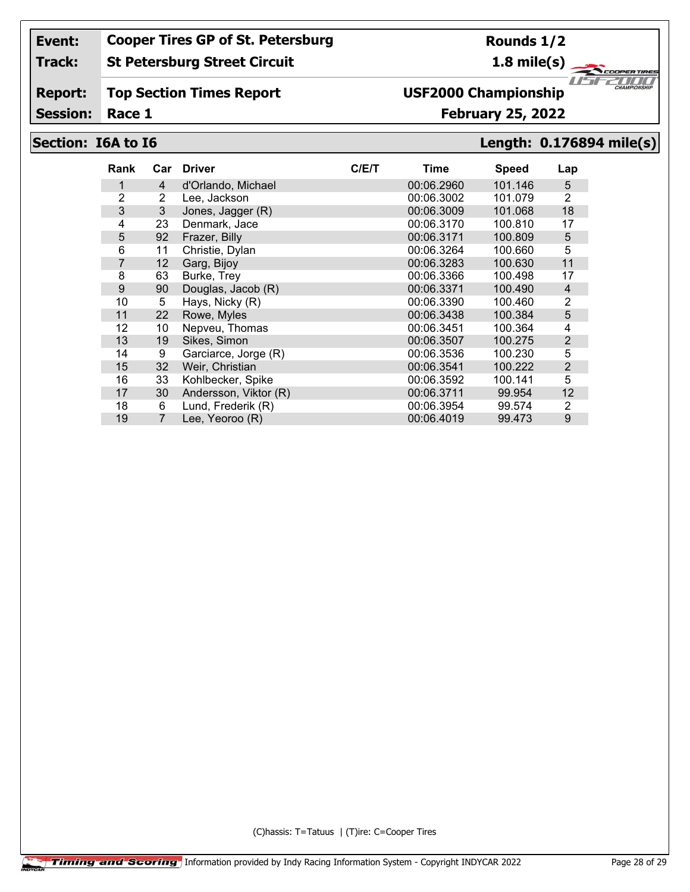| Event: | Cooper Tires GP of St. Petersburg | Rounds 1/2 |
|---|---|---|
| Track: | St Petersburg Street Circuit | 1.8 mile(s) |
| Report: | Top Section Times Report | USF2000 Championship |
| Session: | Race 1 | February 25, 2022 |

## Section: I6A to I6

**Length: 0.176894 mile(s)**

| Rank | Car | Driver | C/E/T | Time | Speed | Lap |
|---|---|---|---|---|---|---|
| 1 | 4 | d'Orlando, Michael | | 00:06.2960 | 101.146 | 5 |
| 2 | 2 | Lee, Jackson | | 00:06.3002 | 101.079 | 2 |
| 3 | 3 | Jones, Jagger (R) | | 00:06.3009 | 101.068 | 18 |
| 4 | 23 | Denmark, Jace | | 00:06.3170 | 100.810 | 17 |
| 5 | 92 | Frazer, Billy | | 00:06.3171 | 100.809 | 5 |
| 6 | 11 | Christie, Dylan | | 00:06.3264 | 100.660 | 5 |
| 7 | 12 | Garg, Bijoy | | 00:06.3283 | 100.630 | 11 |
| 8 | 63 | Burke, Trey | | 00:06.3366 | 100.498 | 17 |
| 9 | 90 | Douglas, Jacob (R) | | 00:06.3371 | 100.490 | 4 |
| 10 | 5 | Hays, Nicky (R) | | 00:06.3390 | 100.460 | 2 |
| 11 | 22 | Rowe, Myles | | 00:06.3438 | 100.384 | 5 |
| 12 | 10 | Nepveu, Thomas | | 00:06.3451 | 100.364 | 4 |
| 13 | 19 | Sikes, Simon | | 00:06.3507 | 100.275 | 2 |
| 14 | 9 | Garciarce, Jorge (R) | | 00:06.3536 | 100.230 | 5 |
| 15 | 32 | Weir, Christian | | 00:06.3541 | 100.222 | 2 |
| 16 | 33 | Kohlbecker, Spike | | 00:06.3592 | 100.141 | 5 |
| 17 | 30 | Andersson, Viktor (R) | | 00:06.3711 | 99.954 | 12 |
| 18 | 6 | Lund, Frederik (R) | | 00:06.3954 | 99.574 | 2 |
| 19 | 7 | Lee, Yeoroo (R) | | 00:06.4019 | 99.473 | 9 |

(C)hassis: T=Tatuus | (T)ire: C=Cooper Tires

Timing and Scoring Information provided by Indy Racing Information System - Copyright INDYCAR 2022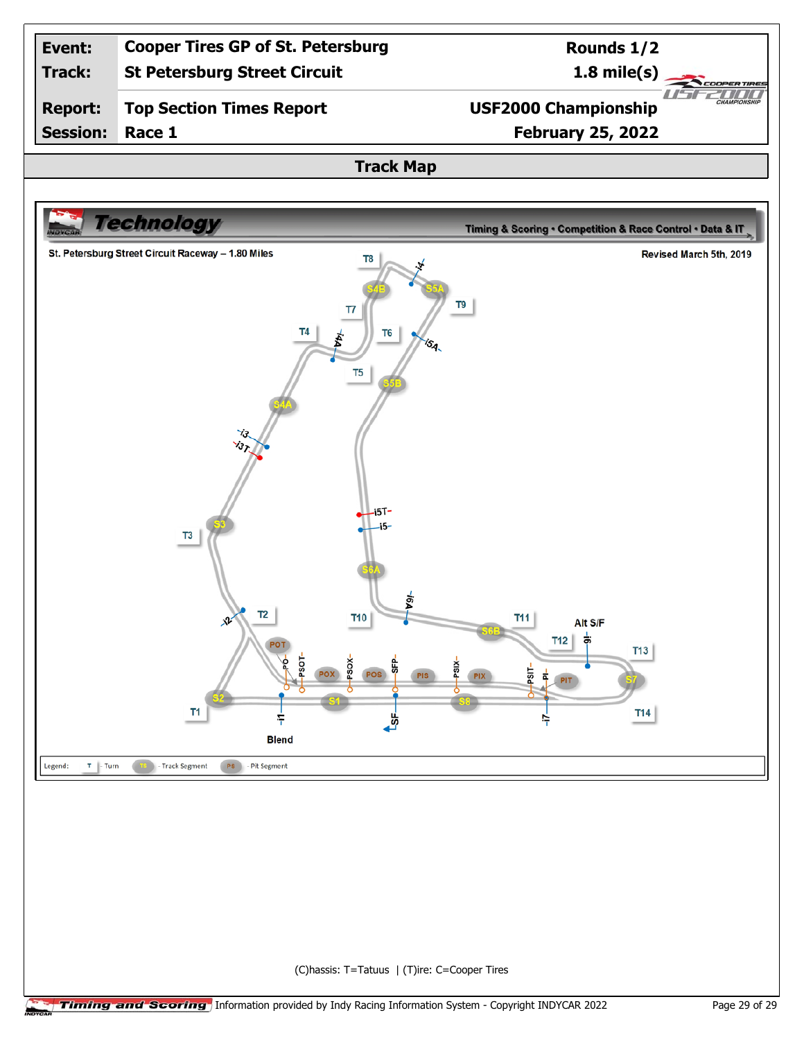| | | | |
|---|---|---|---|
| **Event:** | **Cooper Tires GP of St. Petersburg** | **Rounds 1/2** | |
| **Track:** | **St Petersburg Street Circuit** | **1.8 mile(s)** | |
| **Report:** | **Top Section Times Report** | **USF2000 Championship** | |
| **Session:** | **Race 1** | **February 25, 2022** | |

## Track Map

Technology

Timing & Scoring • Competition & Race Control • Data & IT

St. Petersburg Street Circuit Raceway – 1.80 Miles

Revised March 5th, 2019

T1 T2 T3 T4 T5 T6 T7 T8 T9 T10 T11 T12 T13 T14

S1 S2 S3 S4A S4B S5A S5B S6A S6B S7 S8

POT POX POS PIS PIX PIT

i1 i2 i3 i3T i4 i4A i5 i5T i5A i6 i6A i7

PO PSOT PSOX SFP PSIX PSIT PI SF

Alt S/F

Blend

Legend: T - Turn TS - Track Segment PS - Pit Segment

(C)hassis: T=Tatuus | (T)ire: C=Cooper Tires

Information provided by Indy Racing Information System - Copyright INDYCAR 2022